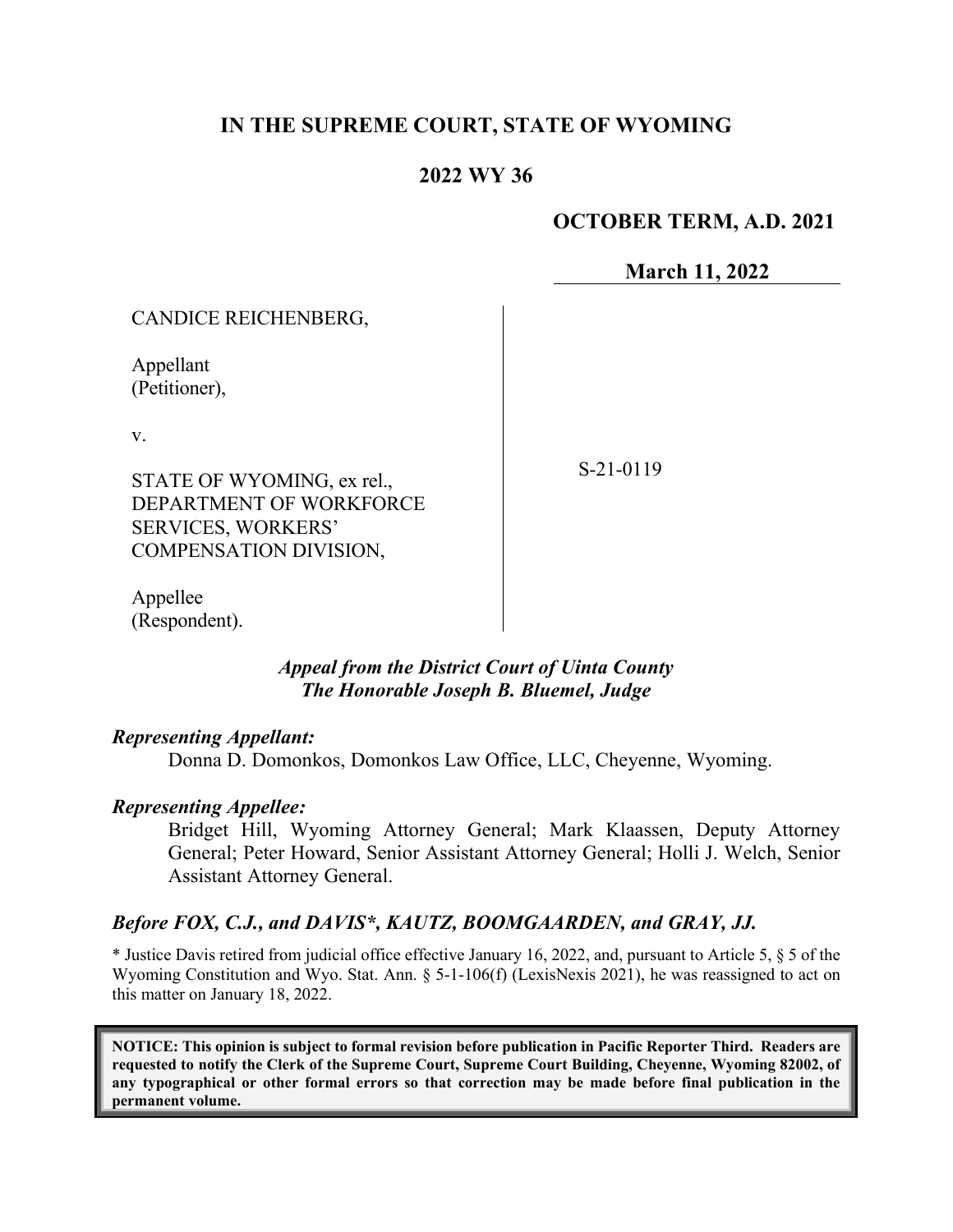# IN THE SUPREME COURT, STATE OF WYOMING

## 2022 WY 36

**OCTOBER TERM, A.D. 2021**

**March 11, 2022**

CANDICE REICHENBERG,

Appellant
(Petitioner),

v.

STATE OF WYOMING, ex rel., DEPARTMENT OF WORKFORCE SERVICES, WORKERS' COMPENSATION DIVISION,

Appellee
(Respondent).

S-21-0119

***Appeal from the District Court of Uinta County***
***The Honorable Joseph B. Bluemel, Judge***

***Representing Appellant:***

Donna D. Domonkos, Domonkos Law Office, LLC, Cheyenne, Wyoming.

***Representing Appellee:***

Bridget Hill, Wyoming Attorney General; Mark Klaassen, Deputy Attorney General; Peter Howard, Senior Assistant Attorney General; Holli J. Welch, Senior Assistant Attorney General.

***Before FOX, C.J., and DAVIS\*, KAUTZ, BOOMGAARDEN, and GRAY, JJ.***

\* Justice Davis retired from judicial office effective January 16, 2022, and, pursuant to Article 5, § 5 of the Wyoming Constitution and Wyo. Stat. Ann. § 5-1-106(f) (LexisNexis 2021), he was reassigned to act on this matter on January 18, 2022.

**NOTICE: This opinion is subject to formal revision before publication in Pacific Reporter Third. Readers are requested to notify the Clerk of the Supreme Court, Supreme Court Building, Cheyenne, Wyoming 82002, of any typographical or other formal errors so that correction may be made before final publication in the permanent volume.**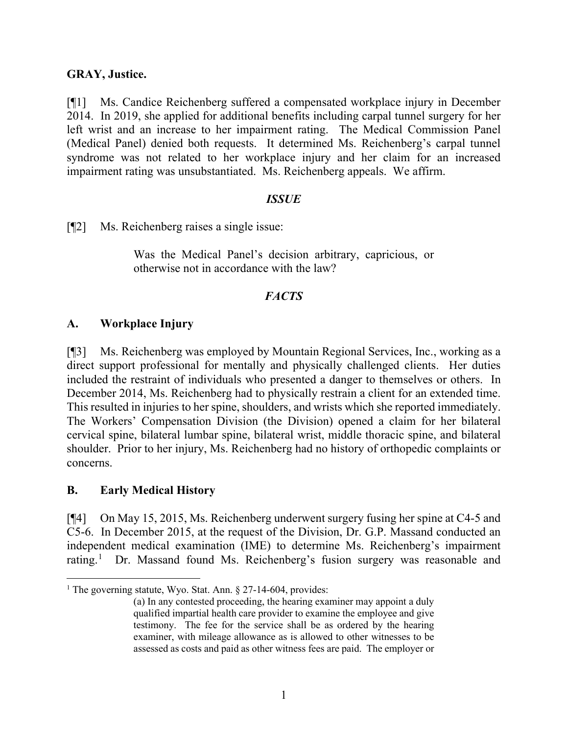**GRAY, Justice.**

[¶1] Ms. Candice Reichenberg suffered a compensated workplace injury in December 2014. In 2019, she applied for additional benefits including carpal tunnel surgery for her left wrist and an increase to her impairment rating. The Medical Commission Panel (Medical Panel) denied both requests. It determined Ms. Reichenberg's carpal tunnel syndrome was not related to her workplace injury and her claim for an increased impairment rating was unsubstantiated. Ms. Reichenberg appeals. We affirm.

## *ISSUE*

[¶2] Ms. Reichenberg raises a single issue:

> Was the Medical Panel's decision arbitrary, capricious, or otherwise not in accordance with the law?

## *FACTS*

### A. Workplace Injury

[¶3] Ms. Reichenberg was employed by Mountain Regional Services, Inc., working as a direct support professional for mentally and physically challenged clients. Her duties included the restraint of individuals who presented a danger to themselves or others. In December 2014, Ms. Reichenberg had to physically restrain a client for an extended time. This resulted in injuries to her spine, shoulders, and wrists which she reported immediately. The Workers' Compensation Division (the Division) opened a claim for her bilateral cervical spine, bilateral lumbar spine, bilateral wrist, middle thoracic spine, and bilateral shoulder. Prior to her injury, Ms. Reichenberg had no history of orthopedic complaints or concerns.

### B. Early Medical History

[¶4] On May 15, 2015, Ms. Reichenberg underwent surgery fusing her spine at C4-5 and C5-6. In December 2015, at the request of the Division, Dr. G.P. Massand conducted an independent medical examination (IME) to determine Ms. Reichenberg's impairment rating.[1] Dr. Massand found Ms. Reichenberg's fusion surgery was reasonable and

---

[1] The governing statute, Wyo. Stat. Ann. § 27-14-604, provides:

> (a) In any contested proceeding, the hearing examiner may appoint a duly qualified impartial health care provider to examine the employee and give testimony. The fee for the service shall be as ordered by the hearing examiner, with mileage allowance as is allowed to other witnesses to be assessed as costs and paid as other witness fees are paid. The employer or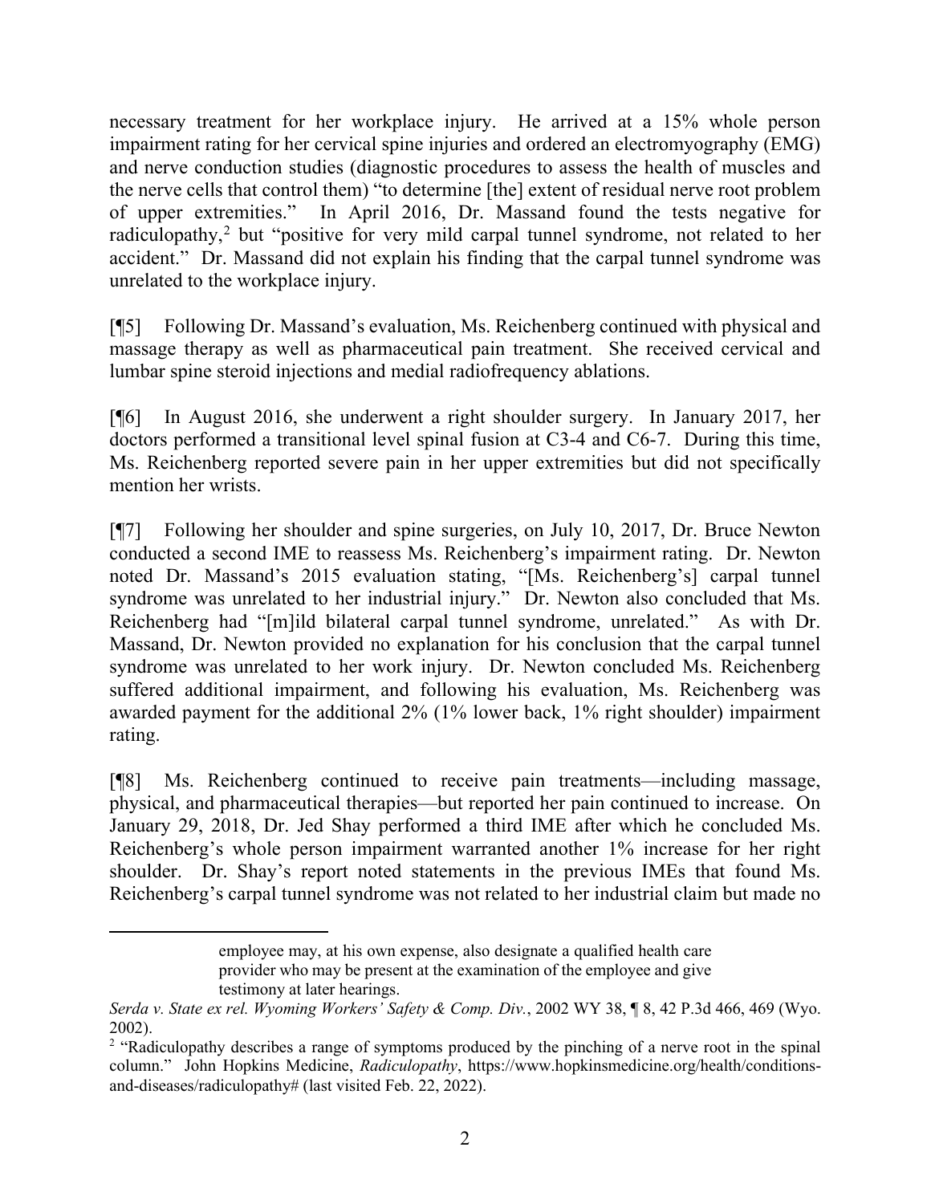necessary treatment for her workplace injury. He arrived at a 15% whole person impairment rating for her cervical spine injuries and ordered an electromyography (EMG) and nerve conduction studies (diagnostic procedures to assess the health of muscles and the nerve cells that control them) "to determine [the] extent of residual nerve root problem of upper extremities." In April 2016, Dr. Massand found the tests negative for radiculopathy,[2] but "positive for very mild carpal tunnel syndrome, not related to her accident." Dr. Massand did not explain his finding that the carpal tunnel syndrome was unrelated to the workplace injury.

[¶5] Following Dr. Massand's evaluation, Ms. Reichenberg continued with physical and massage therapy as well as pharmaceutical pain treatment. She received cervical and lumbar spine steroid injections and medial radiofrequency ablations.

[¶6] In August 2016, she underwent a right shoulder surgery. In January 2017, her doctors performed a transitional level spinal fusion at C3-4 and C6-7. During this time, Ms. Reichenberg reported severe pain in her upper extremities but did not specifically mention her wrists.

[¶7] Following her shoulder and spine surgeries, on July 10, 2017, Dr. Bruce Newton conducted a second IME to reassess Ms. Reichenberg's impairment rating. Dr. Newton noted Dr. Massand's 2015 evaluation stating, "[Ms. Reichenberg's] carpal tunnel syndrome was unrelated to her industrial injury." Dr. Newton also concluded that Ms. Reichenberg had "[m]ild bilateral carpal tunnel syndrome, unrelated." As with Dr. Massand, Dr. Newton provided no explanation for his conclusion that the carpal tunnel syndrome was unrelated to her work injury. Dr. Newton concluded Ms. Reichenberg suffered additional impairment, and following his evaluation, Ms. Reichenberg was awarded payment for the additional 2% (1% lower back, 1% right shoulder) impairment rating.

[¶8] Ms. Reichenberg continued to receive pain treatments—including massage, physical, and pharmaceutical therapies—but reported her pain continued to increase. On January 29, 2018, Dr. Jed Shay performed a third IME after which he concluded Ms. Reichenberg's whole person impairment warranted another 1% increase for her right shoulder. Dr. Shay's report noted statements in the previous IMEs that found Ms. Reichenberg's carpal tunnel syndrome was not related to her industrial claim but made no

---

> employee may, at his own expense, also designate a qualified health care provider who may be present at the examination of the employee and give testimony at later hearings.

*Serda v. State ex rel. Wyoming Workers' Safety & Comp. Div.*, 2002 WY 38, ¶ 8, 42 P.3d 466, 469 (Wyo. 2002).

[2] "Radiculopathy describes a range of symptoms produced by the pinching of a nerve root in the spinal column." John Hopkins Medicine, *Radiculopathy*, https://www.hopkinsmedicine.org/health/conditions-and-diseases/radiculopathy# (last visited Feb. 22, 2022).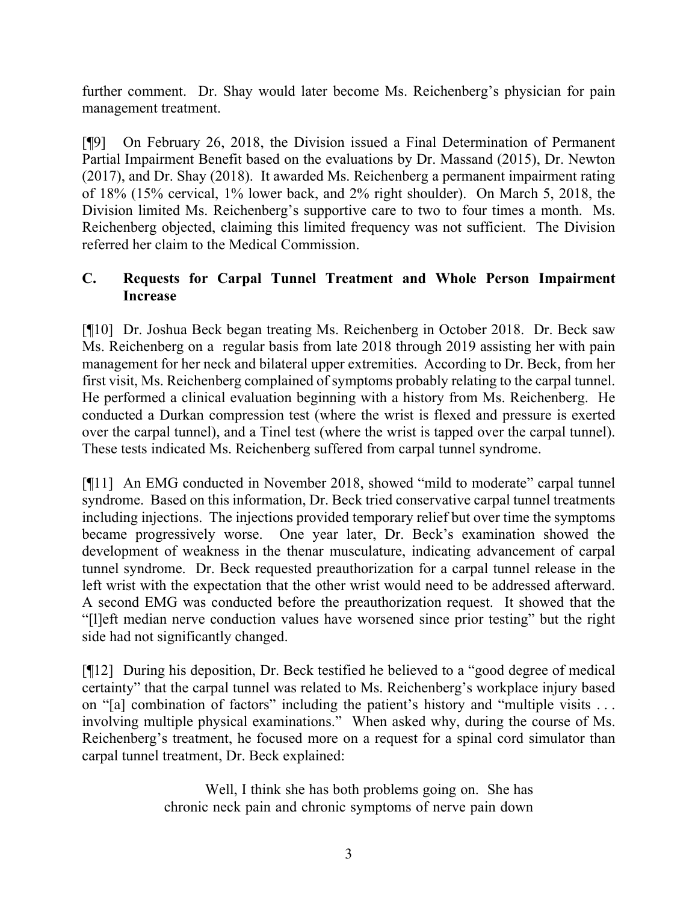further comment. Dr. Shay would later become Ms. Reichenberg's physician for pain management treatment.

[¶9] On February 26, 2018, the Division issued a Final Determination of Permanent Partial Impairment Benefit based on the evaluations by Dr. Massand (2015), Dr. Newton (2017), and Dr. Shay (2018). It awarded Ms. Reichenberg a permanent impairment rating of 18% (15% cervical, 1% lower back, and 2% right shoulder). On March 5, 2018, the Division limited Ms. Reichenberg's supportive care to two to four times a month. Ms. Reichenberg objected, claiming this limited frequency was not sufficient. The Division referred her claim to the Medical Commission.

### C. Requests for Carpal Tunnel Treatment and Whole Person Impairment Increase

[¶10] Dr. Joshua Beck began treating Ms. Reichenberg in October 2018. Dr. Beck saw Ms. Reichenberg on a regular basis from late 2018 through 2019 assisting her with pain management for her neck and bilateral upper extremities. According to Dr. Beck, from her first visit, Ms. Reichenberg complained of symptoms probably relating to the carpal tunnel. He performed a clinical evaluation beginning with a history from Ms. Reichenberg. He conducted a Durkan compression test (where the wrist is flexed and pressure is exerted over the carpal tunnel), and a Tinel test (where the wrist is tapped over the carpal tunnel). These tests indicated Ms. Reichenberg suffered from carpal tunnel syndrome.

[¶11] An EMG conducted in November 2018, showed "mild to moderate" carpal tunnel syndrome. Based on this information, Dr. Beck tried conservative carpal tunnel treatments including injections. The injections provided temporary relief but over time the symptoms became progressively worse. One year later, Dr. Beck's examination showed the development of weakness in the thenar musculature, indicating advancement of carpal tunnel syndrome. Dr. Beck requested preauthorization for a carpal tunnel release in the left wrist with the expectation that the other wrist would need to be addressed afterward. A second EMG was conducted before the preauthorization request. It showed that the "[l]eft median nerve conduction values have worsened since prior testing" but the right side had not significantly changed.

[¶12] During his deposition, Dr. Beck testified he believed to a "good degree of medical certainty" that the carpal tunnel was related to Ms. Reichenberg's workplace injury based on "[a] combination of factors" including the patient's history and "multiple visits . . . involving multiple physical examinations." When asked why, during the course of Ms. Reichenberg's treatment, he focused more on a request for a spinal cord simulator than carpal tunnel treatment, Dr. Beck explained:

> Well, I think she has both problems going on. She has chronic neck pain and chronic symptoms of nerve pain down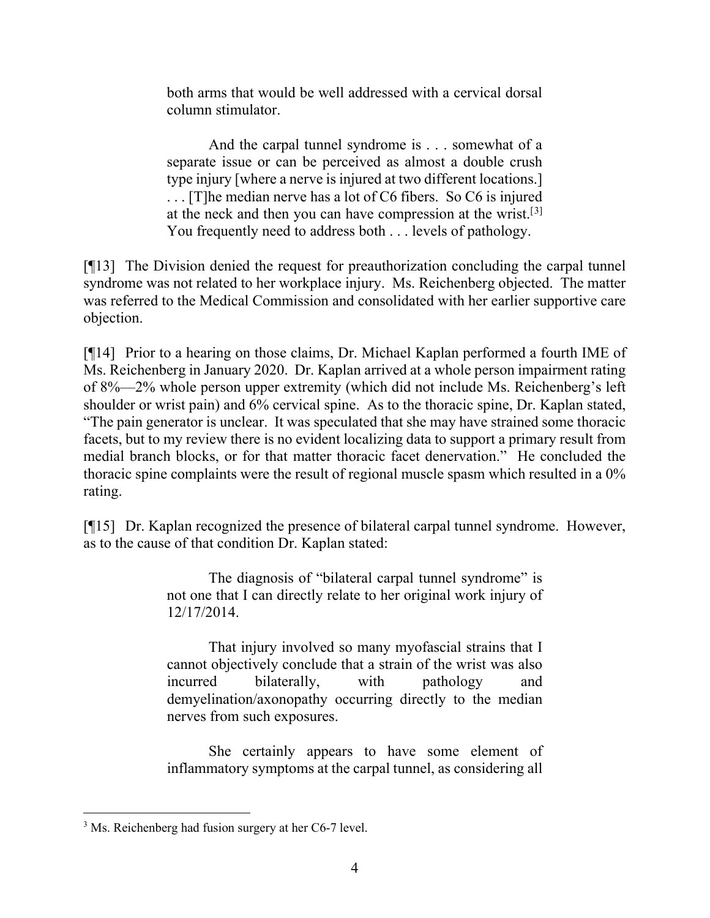> both arms that would be well addressed with a cervical dorsal column stimulator.
>
> And the carpal tunnel syndrome is . . . somewhat of a separate issue or can be perceived as almost a double crush type injury [where a nerve is injured at two different locations.] . . . [T]he median nerve has a lot of C6 fibers. So C6 is injured at the neck and then you can have compression at the wrist.[3] You frequently need to address both . . . levels of pathology.

[¶13] The Division denied the request for preauthorization concluding the carpal tunnel syndrome was not related to her workplace injury. Ms. Reichenberg objected. The matter was referred to the Medical Commission and consolidated with her earlier supportive care objection.

[¶14] Prior to a hearing on those claims, Dr. Michael Kaplan performed a fourth IME of Ms. Reichenberg in January 2020. Dr. Kaplan arrived at a whole person impairment rating of 8%—2% whole person upper extremity (which did not include Ms. Reichenberg's left shoulder or wrist pain) and 6% cervical spine. As to the thoracic spine, Dr. Kaplan stated, "The pain generator is unclear. It was speculated that she may have strained some thoracic facets, but to my review there is no evident localizing data to support a primary result from medial branch blocks, or for that matter thoracic facet denervation." He concluded the thoracic spine complaints were the result of regional muscle spasm which resulted in a 0% rating.

[¶15] Dr. Kaplan recognized the presence of bilateral carpal tunnel syndrome. However, as to the cause of that condition Dr. Kaplan stated:

> The diagnosis of "bilateral carpal tunnel syndrome" is not one that I can directly relate to her original work injury of 12/17/2014.
>
> That injury involved so many myofascial strains that I cannot objectively conclude that a strain of the wrist was also incurred bilaterally, with pathology and demyelination/axonopathy occurring directly to the median nerves from such exposures.
>
> She certainly appears to have some element of inflammatory symptoms at the carpal tunnel, as considering all

---

[3] Ms. Reichenberg had fusion surgery at her C6-7 level.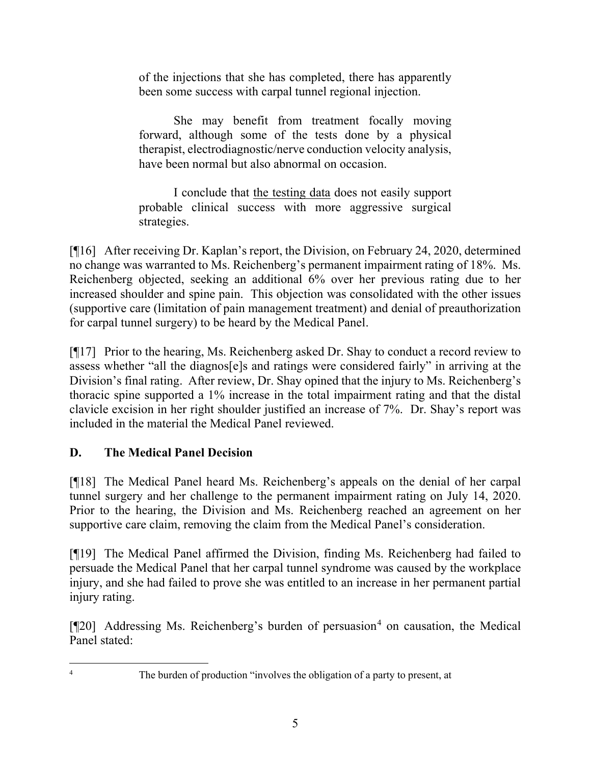> of the injections that she has completed, there has apparently been some success with carpal tunnel regional injection.
>
> She may benefit from treatment focally moving forward, although some of the tests done by a physical therapist, electrodiagnostic/nerve conduction velocity analysis, have been normal but also abnormal on occasion.
>
> I conclude that <u>the testing data</u> does not easily support probable clinical success with more aggressive surgical strategies.

[¶16] After receiving Dr. Kaplan's report, the Division, on February 24, 2020, determined no change was warranted to Ms. Reichenberg's permanent impairment rating of 18%. Ms. Reichenberg objected, seeking an additional 6% over her previous rating due to her increased shoulder and spine pain. This objection was consolidated with the other issues (supportive care (limitation of pain management treatment) and denial of preauthorization for carpal tunnel surgery) to be heard by the Medical Panel.

[¶17] Prior to the hearing, Ms. Reichenberg asked Dr. Shay to conduct a record review to assess whether "all the diagnos[e]s and ratings were considered fairly" in arriving at the Division's final rating. After review, Dr. Shay opined that the injury to Ms. Reichenberg's thoracic spine supported a 1% increase in the total impairment rating and that the distal clavicle excision in her right shoulder justified an increase of 7%. Dr. Shay's report was included in the material the Medical Panel reviewed.

## D. The Medical Panel Decision

[¶18] The Medical Panel heard Ms. Reichenberg's appeals on the denial of her carpal tunnel surgery and her challenge to the permanent impairment rating on July 14, 2020. Prior to the hearing, the Division and Ms. Reichenberg reached an agreement on her supportive care claim, removing the claim from the Medical Panel's consideration.

[¶19] The Medical Panel affirmed the Division, finding Ms. Reichenberg had failed to persuade the Medical Panel that her carpal tunnel syndrome was caused by the workplace injury, and she had failed to prove she was entitled to an increase in her permanent partial injury rating.

[¶20] Addressing Ms. Reichenberg's burden of persuasion[4] on causation, the Medical Panel stated:

---

[4] The burden of production "involves the obligation of a party to present, at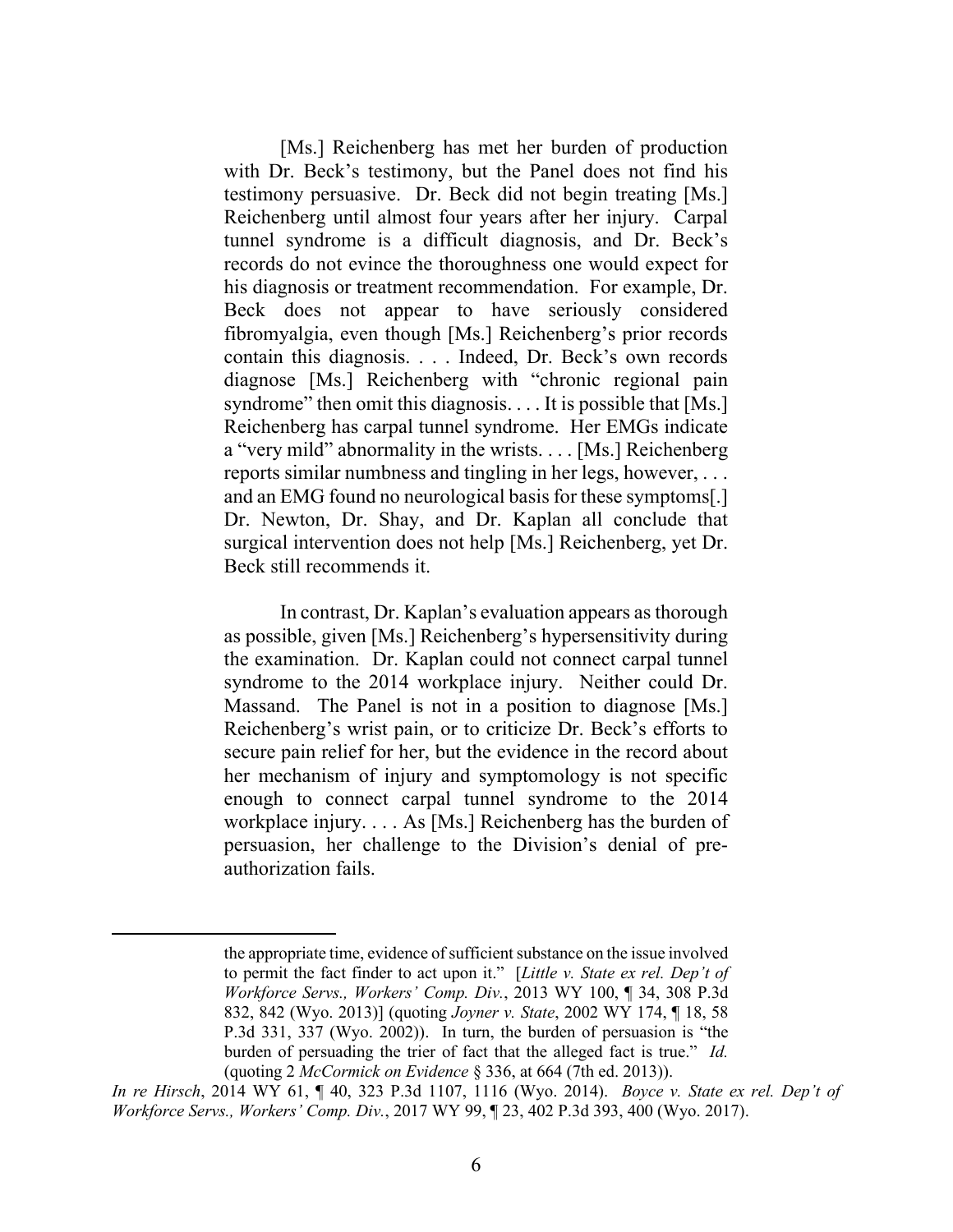> [Ms.] Reichenberg has met her burden of production with Dr. Beck's testimony, but the Panel does not find his testimony persuasive. Dr. Beck did not begin treating [Ms.] Reichenberg until almost four years after her injury. Carpal tunnel syndrome is a difficult diagnosis, and Dr. Beck's records do not evince the thoroughness one would expect for his diagnosis or treatment recommendation. For example, Dr. Beck does not appear to have seriously considered fibromyalgia, even though [Ms.] Reichenberg's prior records contain this diagnosis. . . . Indeed, Dr. Beck's own records diagnose [Ms.] Reichenberg with "chronic regional pain syndrome" then omit this diagnosis. . . . It is possible that [Ms.] Reichenberg has carpal tunnel syndrome. Her EMGs indicate a "very mild" abnormality in the wrists. . . . [Ms.] Reichenberg reports similar numbness and tingling in her legs, however, . . . and an EMG found no neurological basis for these symptoms[.] Dr. Newton, Dr. Shay, and Dr. Kaplan all conclude that surgical intervention does not help [Ms.] Reichenberg, yet Dr. Beck still recommends it.
>
> In contrast, Dr. Kaplan's evaluation appears as thorough as possible, given [Ms.] Reichenberg's hypersensitivity during the examination. Dr. Kaplan could not connect carpal tunnel syndrome to the 2014 workplace injury. Neither could Dr. Massand. The Panel is not in a position to diagnose [Ms.] Reichenberg's wrist pain, or to criticize Dr. Beck's efforts to secure pain relief for her, but the evidence in the record about her mechanism of injury and symptomology is not specific enough to connect carpal tunnel syndrome to the 2014 workplace injury. . . . As [Ms.] Reichenberg has the burden of persuasion, her challenge to the Division's denial of pre-authorization fails.

---

> the appropriate time, evidence of sufficient substance on the issue involved to permit the fact finder to act upon it." [*Little v. State ex rel. Dep't of Workforce Servs., Workers' Comp. Div.*, 2013 WY 100, ¶ 34, 308 P.3d 832, 842 (Wyo. 2013)] (quoting *Joyner v. State*, 2002 WY 174, ¶ 18, 58 P.3d 331, 337 (Wyo. 2002)). In turn, the burden of persuasion is "the burden of persuading the trier of fact that the alleged fact is true." *Id.* (quoting 2 *McCormick on Evidence* § 336, at 664 (7th ed. 2013)).

*In re Hirsch*, 2014 WY 61, ¶ 40, 323 P.3d 1107, 1116 (Wyo. 2014). *Boyce v. State ex rel. Dep't of Workforce Servs., Workers' Comp. Div.*, 2017 WY 99, ¶ 23, 402 P.3d 393, 400 (Wyo. 2017).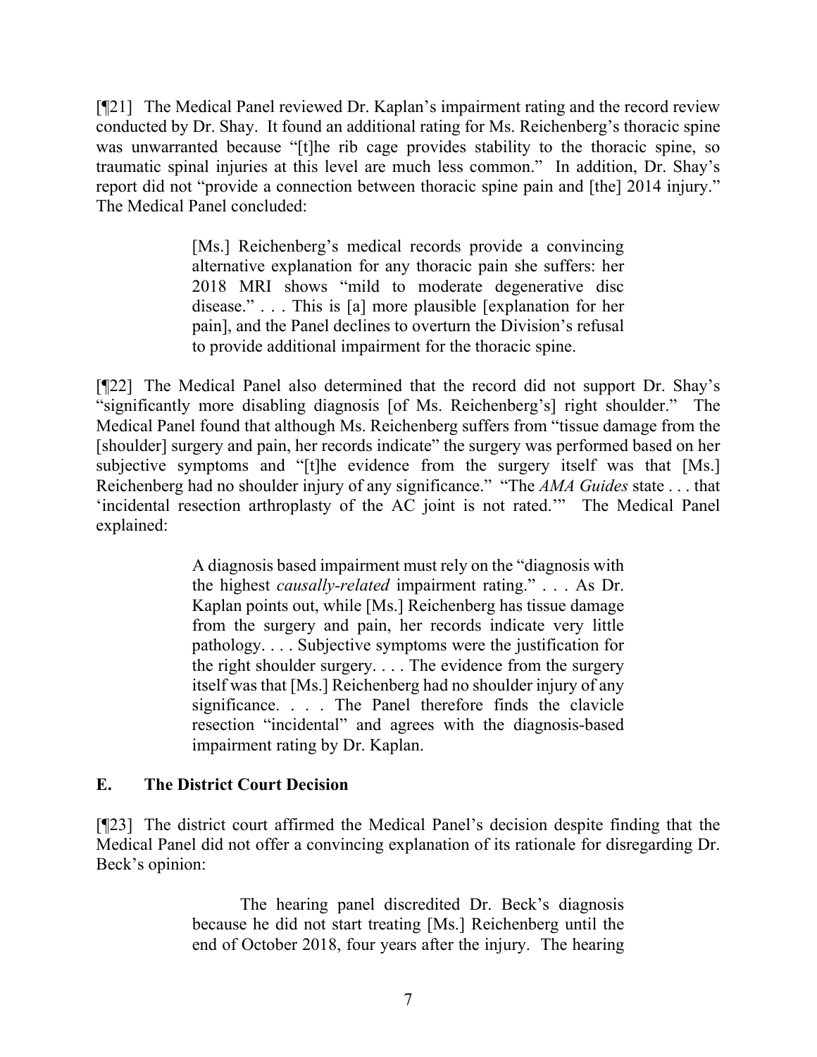[¶21] The Medical Panel reviewed Dr. Kaplan's impairment rating and the record review conducted by Dr. Shay. It found an additional rating for Ms. Reichenberg's thoracic spine was unwarranted because "[t]he rib cage provides stability to the thoracic spine, so traumatic spinal injuries at this level are much less common." In addition, Dr. Shay's report did not "provide a connection between thoracic spine pain and [the] 2014 injury." The Medical Panel concluded:

> [Ms.] Reichenberg's medical records provide a convincing alternative explanation for any thoracic pain she suffers: her 2018 MRI shows "mild to moderate degenerative disc disease." . . . This is [a] more plausible [explanation for her pain], and the Panel declines to overturn the Division's refusal to provide additional impairment for the thoracic spine.

[¶22] The Medical Panel also determined that the record did not support Dr. Shay's "significantly more disabling diagnosis [of Ms. Reichenberg's] right shoulder." The Medical Panel found that although Ms. Reichenberg suffers from "tissue damage from the [shoulder] surgery and pain, her records indicate" the surgery was performed based on her subjective symptoms and "[t]he evidence from the surgery itself was that [Ms.] Reichenberg had no shoulder injury of any significance." "The *AMA Guides* state . . . that 'incidental resection arthroplasty of the AC joint is not rated.'" The Medical Panel explained:

> A diagnosis based impairment must rely on the "diagnosis with the highest *causally-related* impairment rating." . . . As Dr. Kaplan points out, while [Ms.] Reichenberg has tissue damage from the surgery and pain, her records indicate very little pathology. . . . Subjective symptoms were the justification for the right shoulder surgery. . . . The evidence from the surgery itself was that [Ms.] Reichenberg had no shoulder injury of any significance. . . . The Panel therefore finds the clavicle resection "incidental" and agrees with the diagnosis-based impairment rating by Dr. Kaplan.

### E. The District Court Decision

[¶23] The district court affirmed the Medical Panel's decision despite finding that the Medical Panel did not offer a convincing explanation of its rationale for disregarding Dr. Beck's opinion:

> The hearing panel discredited Dr. Beck's diagnosis because he did not start treating [Ms.] Reichenberg until the end of October 2018, four years after the injury. The hearing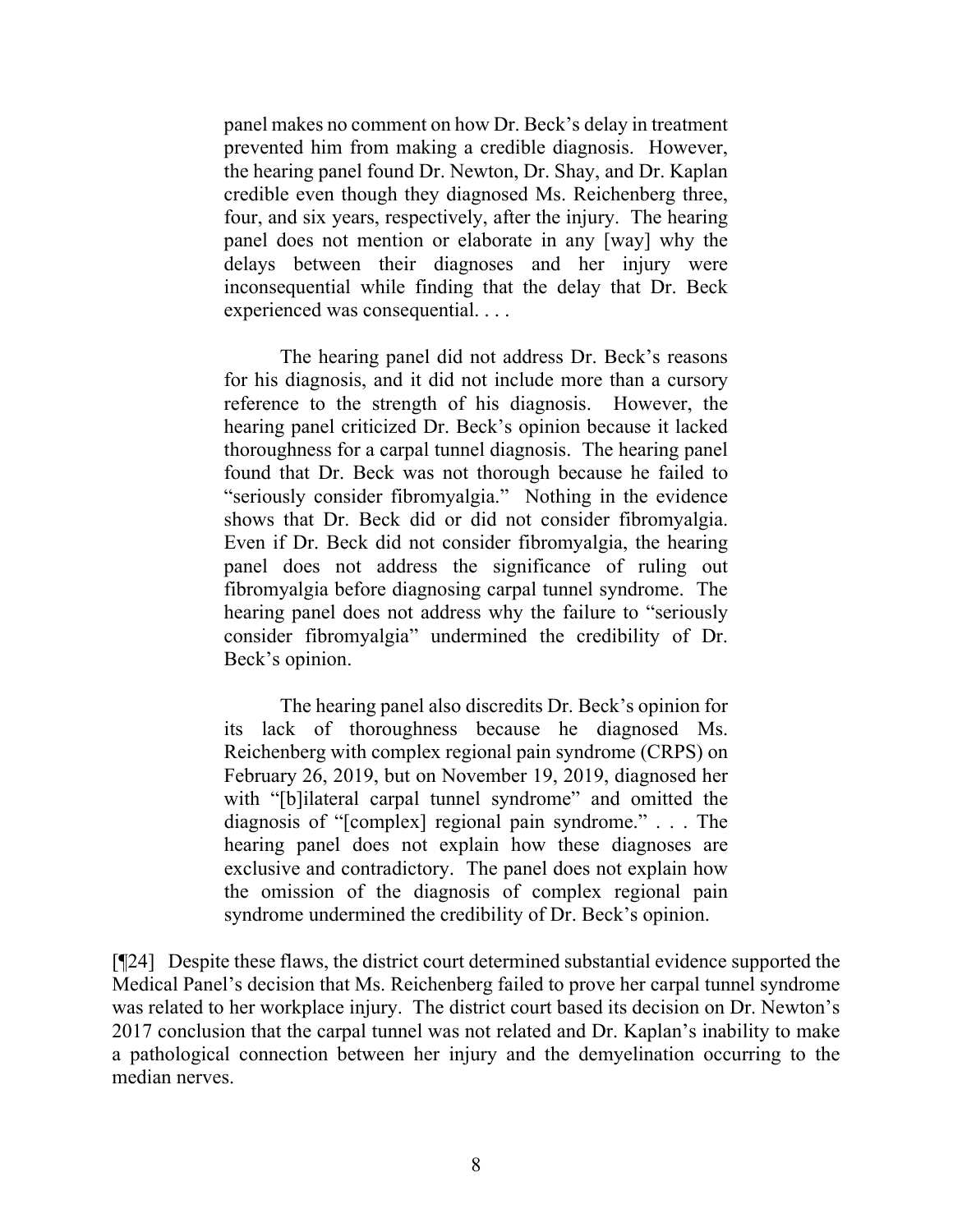> panel makes no comment on how Dr. Beck's delay in treatment prevented him from making a credible diagnosis. However, the hearing panel found Dr. Newton, Dr. Shay, and Dr. Kaplan credible even though they diagnosed Ms. Reichenberg three, four, and six years, respectively, after the injury. The hearing panel does not mention or elaborate in any [way] why the delays between their diagnoses and her injury were inconsequential while finding that the delay that Dr. Beck experienced was consequential. . . .
>
> The hearing panel did not address Dr. Beck's reasons for his diagnosis, and it did not include more than a cursory reference to the strength of his diagnosis. However, the hearing panel criticized Dr. Beck's opinion because it lacked thoroughness for a carpal tunnel diagnosis. The hearing panel found that Dr. Beck was not thorough because he failed to "seriously consider fibromyalgia." Nothing in the evidence shows that Dr. Beck did or did not consider fibromyalgia. Even if Dr. Beck did not consider fibromyalgia, the hearing panel does not address the significance of ruling out fibromyalgia before diagnosing carpal tunnel syndrome. The hearing panel does not address why the failure to "seriously consider fibromyalgia" undermined the credibility of Dr. Beck's opinion.
>
> The hearing panel also discredits Dr. Beck's opinion for its lack of thoroughness because he diagnosed Ms. Reichenberg with complex regional pain syndrome (CRPS) on February 26, 2019, but on November 19, 2019, diagnosed her with "[b]ilateral carpal tunnel syndrome" and omitted the diagnosis of "[complex] regional pain syndrome." . . . The hearing panel does not explain how these diagnoses are exclusive and contradictory. The panel does not explain how the omission of the diagnosis of complex regional pain syndrome undermined the credibility of Dr. Beck's opinion.

[¶24] Despite these flaws, the district court determined substantial evidence supported the Medical Panel's decision that Ms. Reichenberg failed to prove her carpal tunnel syndrome was related to her workplace injury. The district court based its decision on Dr. Newton's 2017 conclusion that the carpal tunnel was not related and Dr. Kaplan's inability to make a pathological connection between her injury and the demyelination occurring to the median nerves.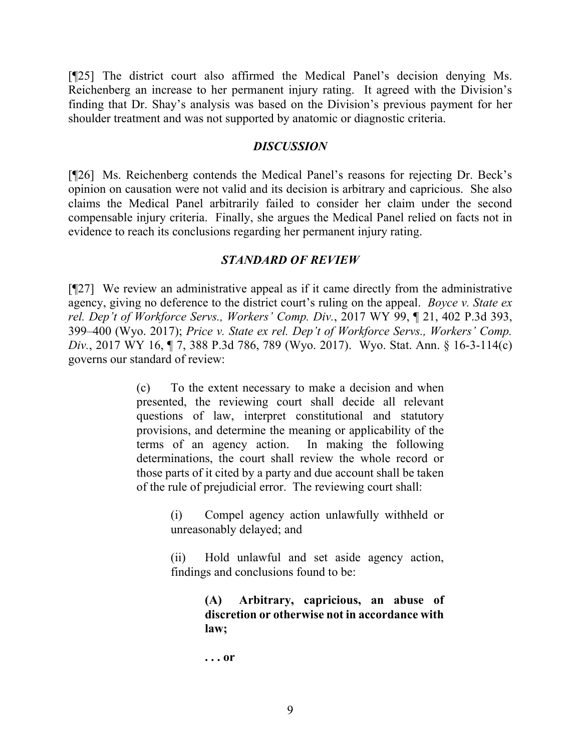[¶25] The district court also affirmed the Medical Panel's decision denying Ms. Reichenberg an increase to her permanent injury rating. It agreed with the Division's finding that Dr. Shay's analysis was based on the Division's previous payment for her shoulder treatment and was not supported by anatomic or diagnostic criteria.

### *DISCUSSION*

[¶26] Ms. Reichenberg contends the Medical Panel's reasons for rejecting Dr. Beck's opinion on causation were not valid and its decision is arbitrary and capricious. She also claims the Medical Panel arbitrarily failed to consider her claim under the second compensable injury criteria. Finally, she argues the Medical Panel relied on facts not in evidence to reach its conclusions regarding her permanent injury rating.

### *STANDARD OF REVIEW*

[¶27] We review an administrative appeal as if it came directly from the administrative agency, giving no deference to the district court's ruling on the appeal. *Boyce v. State ex rel. Dep't of Workforce Servs., Workers' Comp. Div.*, 2017 WY 99, ¶ 21, 402 P.3d 393, 399–400 (Wyo. 2017); *Price v. State ex rel. Dep't of Workforce Servs., Workers' Comp. Div.*, 2017 WY 16, ¶ 7, 388 P.3d 786, 789 (Wyo. 2017). Wyo. Stat. Ann. § 16-3-114(c) governs our standard of review:

> (c) To the extent necessary to make a decision and when presented, the reviewing court shall decide all relevant questions of law, interpret constitutional and statutory provisions, and determine the meaning or applicability of the terms of an agency action. In making the following determinations, the court shall review the whole record or those parts of it cited by a party and due account shall be taken of the rule of prejudicial error. The reviewing court shall:
>
> > (i) Compel agency action unlawfully withheld or unreasonably delayed; and
> >
> > (ii) Hold unlawful and set aside agency action, findings and conclusions found to be:
> >
> > > **(A) Arbitrary, capricious, an abuse of discretion or otherwise not in accordance with law;**
> > >
> > > **. . . or**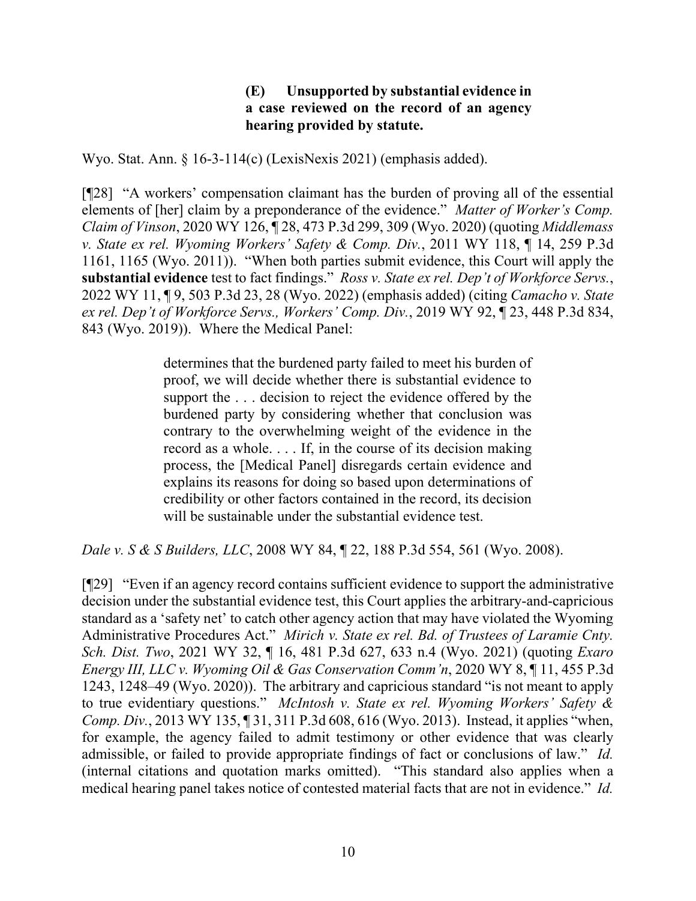> **(E) Unsupported by substantial evidence in a case reviewed on the record of an agency hearing provided by statute.**

Wyo. Stat. Ann. § 16-3-114(c) (LexisNexis 2021) (emphasis added).

[¶28] "A workers' compensation claimant has the burden of proving all of the essential elements of [her] claim by a preponderance of the evidence." *Matter of Worker's Comp. Claim of Vinson*, 2020 WY 126, ¶ 28, 473 P.3d 299, 309 (Wyo. 2020) (quoting *Middlemass v. State ex rel. Wyoming Workers' Safety & Comp. Div.*, 2011 WY 118, ¶ 14, 259 P.3d 1161, 1165 (Wyo. 2011)). "When both parties submit evidence, this Court will apply the **substantial evidence** test to fact findings." *Ross v. State ex rel. Dep't of Workforce Servs.*, 2022 WY 11, ¶ 9, 503 P.3d 23, 28 (Wyo. 2022) (emphasis added) (citing *Camacho v. State ex rel. Dep't of Workforce Servs., Workers' Comp. Div.*, 2019 WY 92, ¶ 23, 448 P.3d 834, 843 (Wyo. 2019)). Where the Medical Panel:

> determines that the burdened party failed to meet his burden of proof, we will decide whether there is substantial evidence to support the . . . decision to reject the evidence offered by the burdened party by considering whether that conclusion was contrary to the overwhelming weight of the evidence in the record as a whole. . . . If, in the course of its decision making process, the [Medical Panel] disregards certain evidence and explains its reasons for doing so based upon determinations of credibility or other factors contained in the record, its decision will be sustainable under the substantial evidence test.

*Dale v. S & S Builders, LLC*, 2008 WY 84, ¶ 22, 188 P.3d 554, 561 (Wyo. 2008).

[¶29] "Even if an agency record contains sufficient evidence to support the administrative decision under the substantial evidence test, this Court applies the arbitrary-and-capricious standard as a 'safety net' to catch other agency action that may have violated the Wyoming Administrative Procedures Act." *Mirich v. State ex rel. Bd. of Trustees of Laramie Cnty. Sch. Dist. Two*, 2021 WY 32, ¶ 16, 481 P.3d 627, 633 n.4 (Wyo. 2021) (quoting *Exaro Energy III, LLC v. Wyoming Oil & Gas Conservation Comm'n*, 2020 WY 8, ¶ 11, 455 P.3d 1243, 1248–49 (Wyo. 2020)). The arbitrary and capricious standard "is not meant to apply to true evidentiary questions." *McIntosh v. State ex rel. Wyoming Workers' Safety & Comp. Div.*, 2013 WY 135, ¶ 31, 311 P.3d 608, 616 (Wyo. 2013). Instead, it applies "when, for example, the agency failed to admit testimony or other evidence that was clearly admissible, or failed to provide appropriate findings of fact or conclusions of law." *Id.* (internal citations and quotation marks omitted). "This standard also applies when a medical hearing panel takes notice of contested material facts that are not in evidence." *Id.*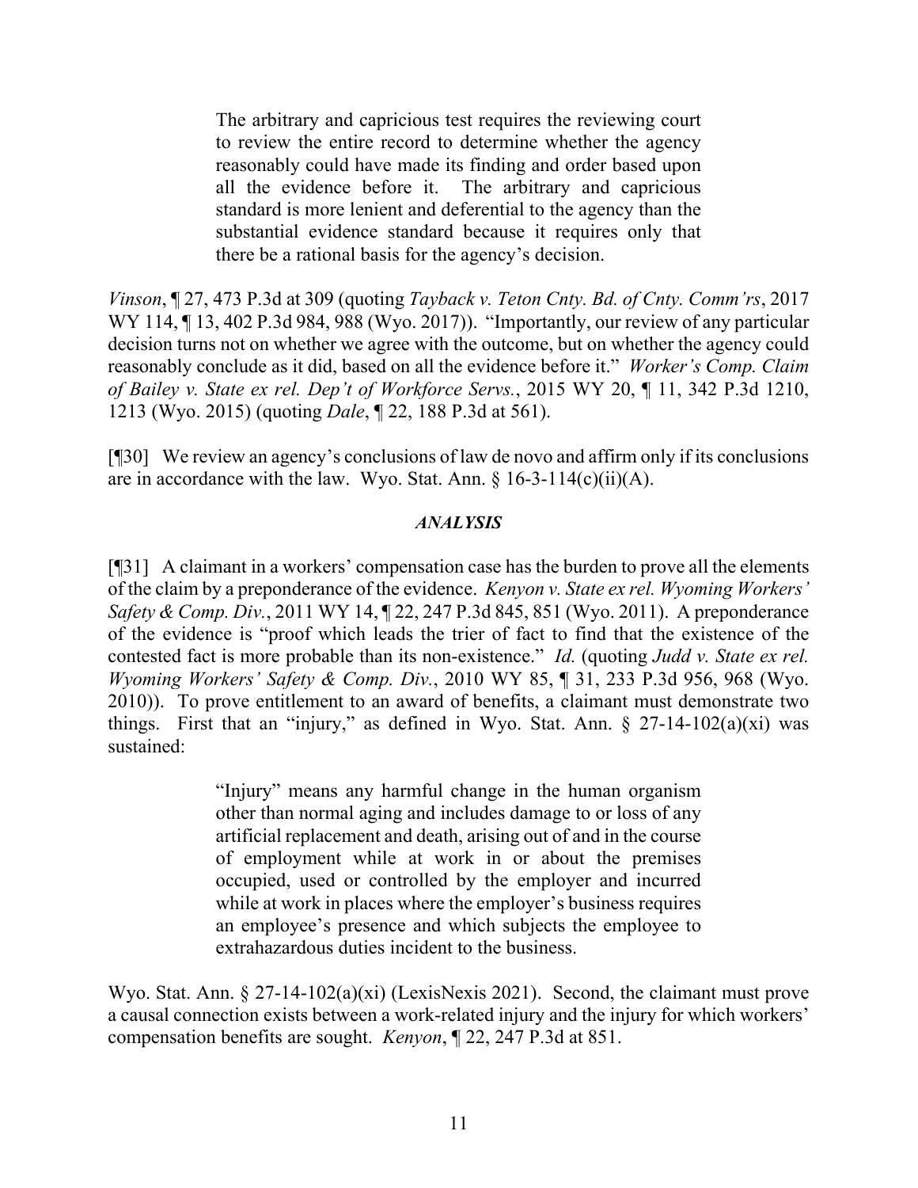> The arbitrary and capricious test requires the reviewing court to review the entire record to determine whether the agency reasonably could have made its finding and order based upon all the evidence before it. The arbitrary and capricious standard is more lenient and deferential to the agency than the substantial evidence standard because it requires only that there be a rational basis for the agency's decision.

*Vinson*, ¶ 27, 473 P.3d at 309 (quoting *Tayback v. Teton Cnty. Bd. of Cnty. Comm'rs*, 2017 WY 114, ¶ 13, 402 P.3d 984, 988 (Wyo. 2017)). "Importantly, our review of any particular decision turns not on whether we agree with the outcome, but on whether the agency could reasonably conclude as it did, based on all the evidence before it." *Worker's Comp. Claim of Bailey v. State ex rel. Dep't of Workforce Servs.*, 2015 WY 20, ¶ 11, 342 P.3d 1210, 1213 (Wyo. 2015) (quoting *Dale*, ¶ 22, 188 P.3d at 561).

[¶30] We review an agency's conclusions of law de novo and affirm only if its conclusions are in accordance with the law. Wyo. Stat. Ann. § 16-3-114(c)(ii)(A).

### *ANALYSIS*

[¶31] A claimant in a workers' compensation case has the burden to prove all the elements of the claim by a preponderance of the evidence. *Kenyon v. State ex rel. Wyoming Workers' Safety & Comp. Div.*, 2011 WY 14, ¶ 22, 247 P.3d 845, 851 (Wyo. 2011). A preponderance of the evidence is "proof which leads the trier of fact to find that the existence of the contested fact is more probable than its non-existence." *Id.* (quoting *Judd v. State ex rel. Wyoming Workers' Safety & Comp. Div.*, 2010 WY 85, ¶ 31, 233 P.3d 956, 968 (Wyo. 2010)). To prove entitlement to an award of benefits, a claimant must demonstrate two things. First that an "injury," as defined in Wyo. Stat. Ann. § 27-14-102(a)(xi) was sustained:

> "Injury" means any harmful change in the human organism other than normal aging and includes damage to or loss of any artificial replacement and death, arising out of and in the course of employment while at work in or about the premises occupied, used or controlled by the employer and incurred while at work in places where the employer's business requires an employee's presence and which subjects the employee to extrahazardous duties incident to the business.

Wyo. Stat. Ann. § 27-14-102(a)(xi) (LexisNexis 2021). Second, the claimant must prove a causal connection exists between a work-related injury and the injury for which workers' compensation benefits are sought. *Kenyon*, ¶ 22, 247 P.3d at 851.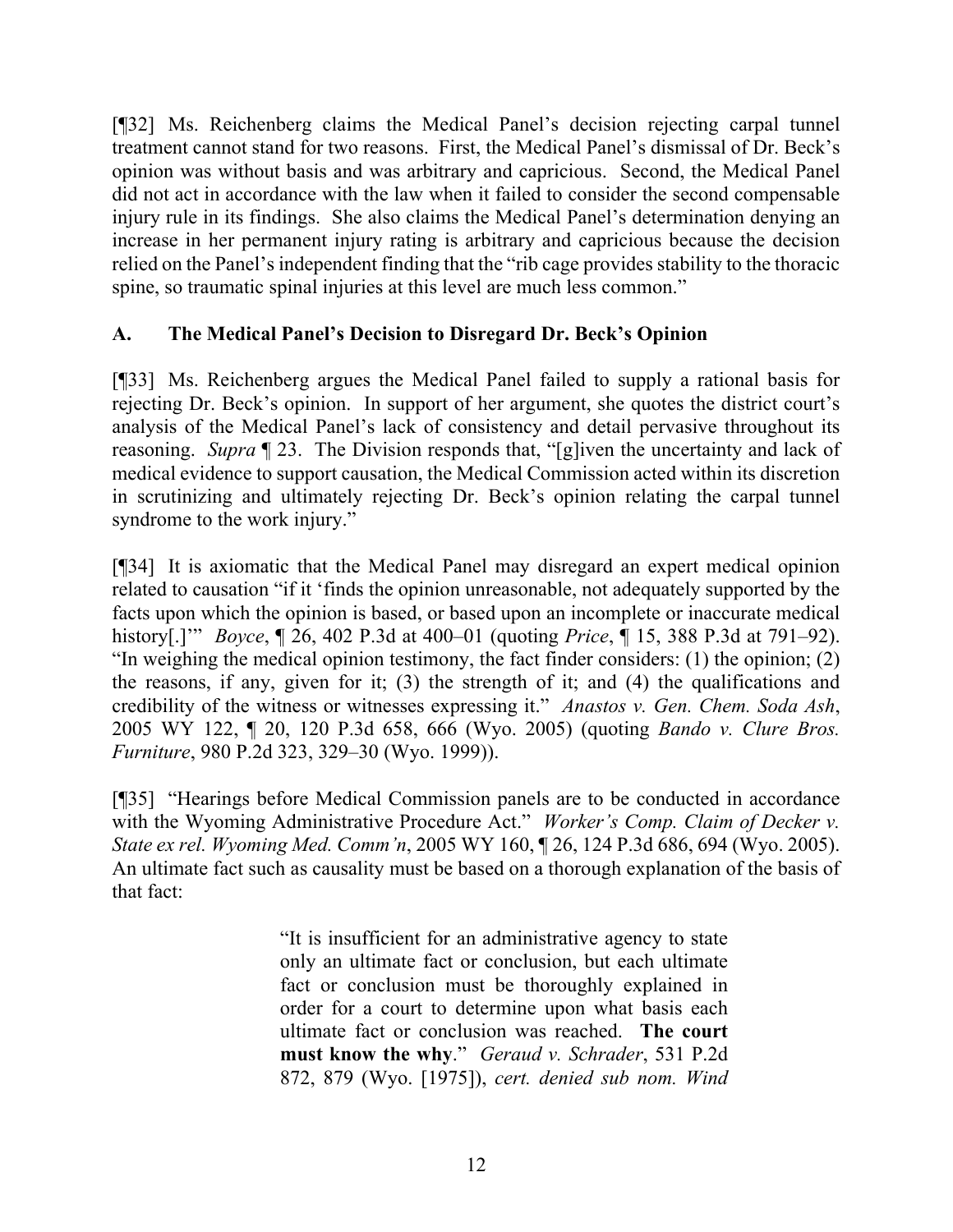[¶32] Ms. Reichenberg claims the Medical Panel's decision rejecting carpal tunnel treatment cannot stand for two reasons. First, the Medical Panel's dismissal of Dr. Beck's opinion was without basis and was arbitrary and capricious. Second, the Medical Panel did not act in accordance with the law when it failed to consider the second compensable injury rule in its findings. She also claims the Medical Panel's determination denying an increase in her permanent injury rating is arbitrary and capricious because the decision relied on the Panel's independent finding that the "rib cage provides stability to the thoracic spine, so traumatic spinal injuries at this level are much less common."

## A. The Medical Panel's Decision to Disregard Dr. Beck's Opinion

[¶33] Ms. Reichenberg argues the Medical Panel failed to supply a rational basis for rejecting Dr. Beck's opinion. In support of her argument, she quotes the district court's analysis of the Medical Panel's lack of consistency and detail pervasive throughout its reasoning. *Supra* ¶ 23. The Division responds that, "[g]iven the uncertainty and lack of medical evidence to support causation, the Medical Commission acted within its discretion in scrutinizing and ultimately rejecting Dr. Beck's opinion relating the carpal tunnel syndrome to the work injury."

[¶34] It is axiomatic that the Medical Panel may disregard an expert medical opinion related to causation "if it 'finds the opinion unreasonable, not adequately supported by the facts upon which the opinion is based, or based upon an incomplete or inaccurate medical history[.]'" *Boyce*, ¶ 26, 402 P.3d at 400–01 (quoting *Price*, ¶ 15, 388 P.3d at 791–92). "In weighing the medical opinion testimony, the fact finder considers: (1) the opinion; (2) the reasons, if any, given for it; (3) the strength of it; and (4) the qualifications and credibility of the witness or witnesses expressing it." *Anastos v. Gen. Chem. Soda Ash*, 2005 WY 122, ¶ 20, 120 P.3d 658, 666 (Wyo. 2005) (quoting *Bando v. Clure Bros. Furniture*, 980 P.2d 323, 329–30 (Wyo. 1999)).

[¶35] "Hearings before Medical Commission panels are to be conducted in accordance with the Wyoming Administrative Procedure Act." *Worker's Comp. Claim of Decker v. State ex rel. Wyoming Med. Comm'n*, 2005 WY 160, ¶ 26, 124 P.3d 686, 694 (Wyo. 2005). An ultimate fact such as causality must be based on a thorough explanation of the basis of that fact:

> "It is insufficient for an administrative agency to state only an ultimate fact or conclusion, but each ultimate fact or conclusion must be thoroughly explained in order for a court to determine upon what basis each ultimate fact or conclusion was reached. **The court must know the why**." *Geraud v. Schrader*, 531 P.2d 872, 879 (Wyo. [1975]), *cert. denied sub nom. Wind*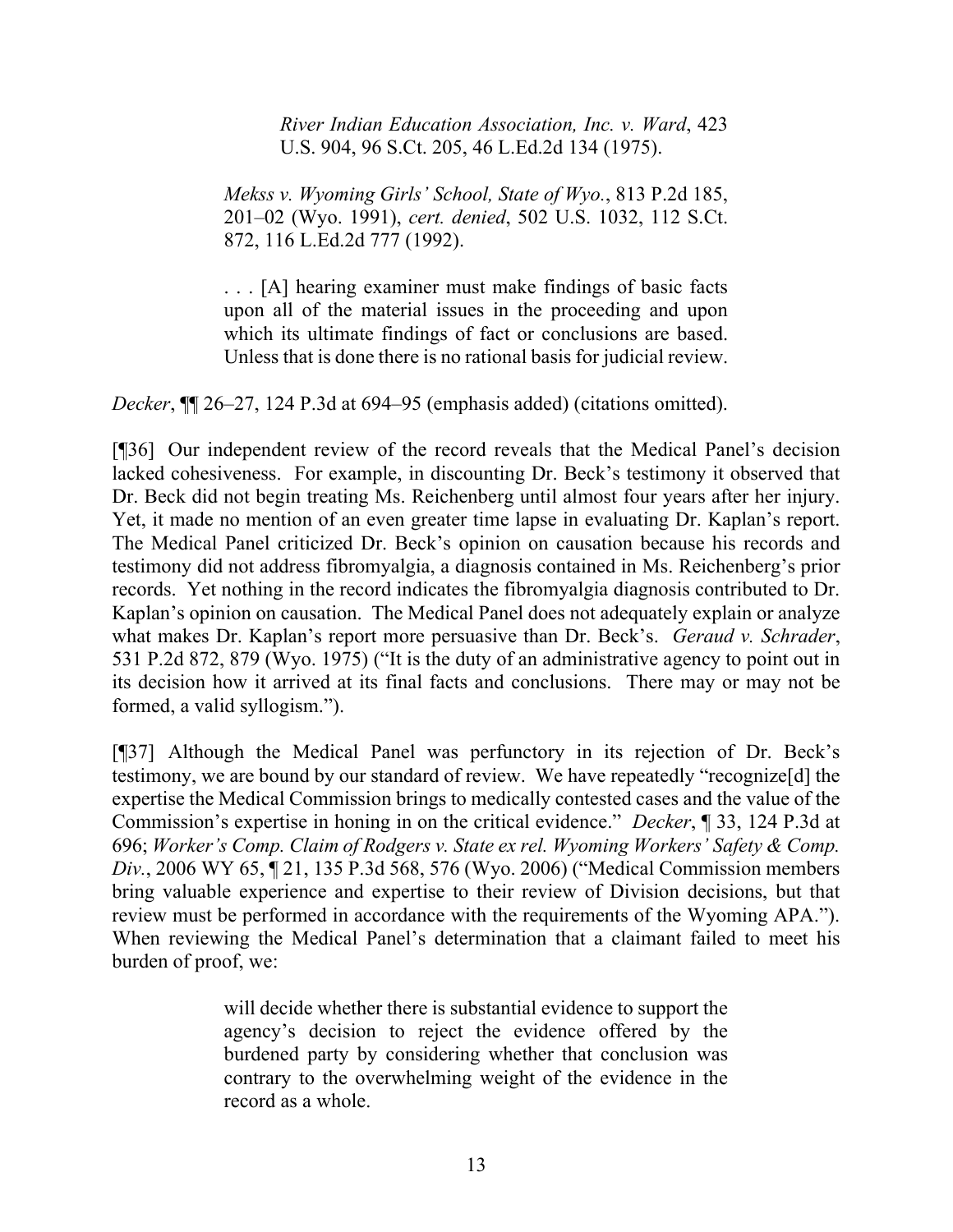> *River Indian Education Association, Inc. v. Ward*, 423 U.S. 904, 96 S.Ct. 205, 46 L.Ed.2d 134 (1975).

> *Mekss v. Wyoming Girls' School, State of Wyo.*, 813 P.2d 185, 201–02 (Wyo. 1991), *cert. denied*, 502 U.S. 1032, 112 S.Ct. 872, 116 L.Ed.2d 777 (1992).
>
> . . . [A] hearing examiner must make findings of basic facts upon all of the material issues in the proceeding and upon which its ultimate findings of fact or conclusions are based. Unless that is done there is no rational basis for judicial review.

*Decker*, ¶¶ 26–27, 124 P.3d at 694–95 (emphasis added) (citations omitted).

[¶36] Our independent review of the record reveals that the Medical Panel's decision lacked cohesiveness. For example, in discounting Dr. Beck's testimony it observed that Dr. Beck did not begin treating Ms. Reichenberg until almost four years after her injury. Yet, it made no mention of an even greater time lapse in evaluating Dr. Kaplan's report. The Medical Panel criticized Dr. Beck's opinion on causation because his records and testimony did not address fibromyalgia, a diagnosis contained in Ms. Reichenberg's prior records. Yet nothing in the record indicates the fibromyalgia diagnosis contributed to Dr. Kaplan's opinion on causation. The Medical Panel does not adequately explain or analyze what makes Dr. Kaplan's report more persuasive than Dr. Beck's. *Geraud v. Schrader*, 531 P.2d 872, 879 (Wyo. 1975) ("It is the duty of an administrative agency to point out in its decision how it arrived at its final facts and conclusions. There may or may not be formed, a valid syllogism.").

[¶37] Although the Medical Panel was perfunctory in its rejection of Dr. Beck's testimony, we are bound by our standard of review. We have repeatedly "recognize[d] the expertise the Medical Commission brings to medically contested cases and the value of the Commission's expertise in honing in on the critical evidence." *Decker*, ¶ 33, 124 P.3d at 696; *Worker's Comp. Claim of Rodgers v. State ex rel. Wyoming Workers' Safety & Comp. Div.*, 2006 WY 65, ¶ 21, 135 P.3d 568, 576 (Wyo. 2006) ("Medical Commission members bring valuable experience and expertise to their review of Division decisions, but that review must be performed in accordance with the requirements of the Wyoming APA."). When reviewing the Medical Panel's determination that a claimant failed to meet his burden of proof, we:

> will decide whether there is substantial evidence to support the agency's decision to reject the evidence offered by the burdened party by considering whether that conclusion was contrary to the overwhelming weight of the evidence in the record as a whole.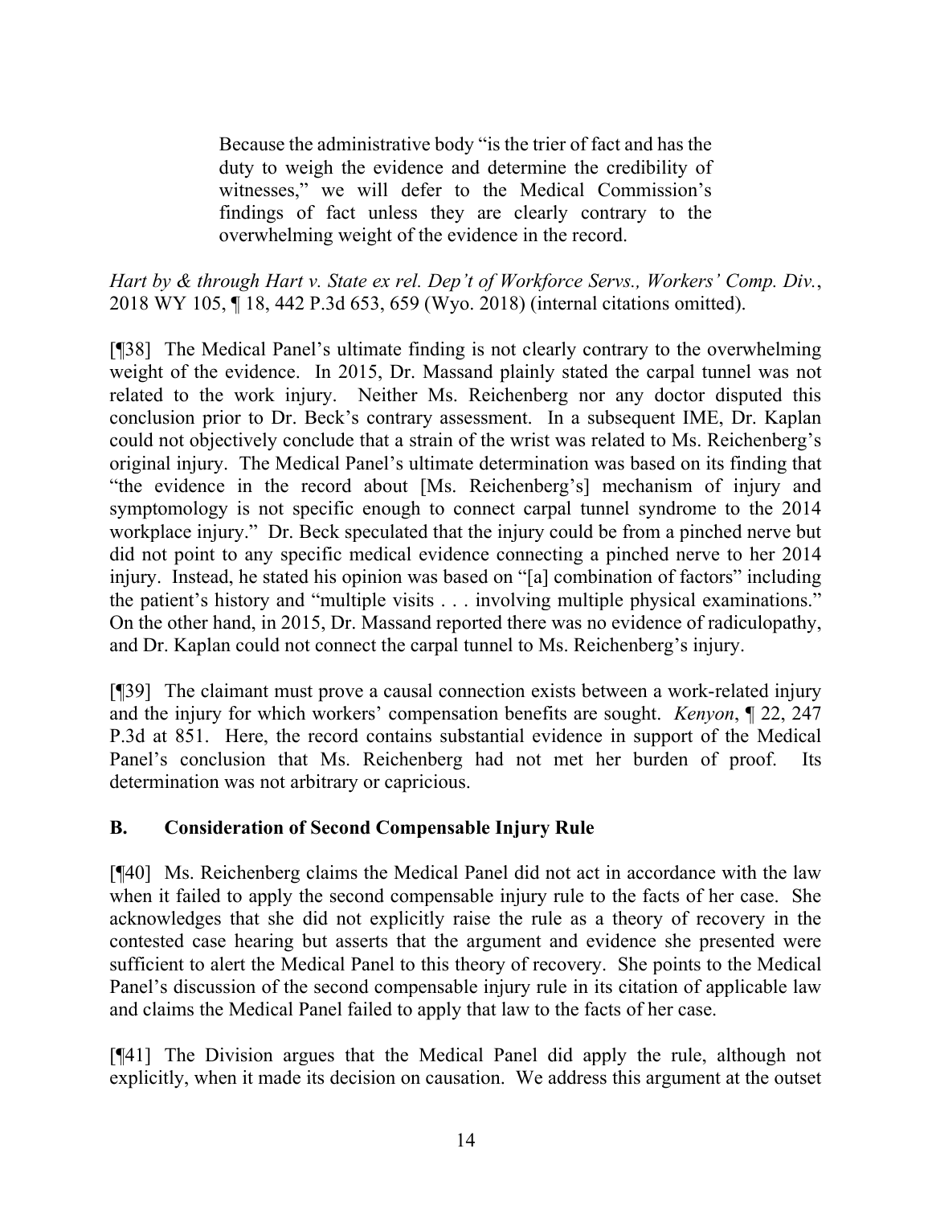> Because the administrative body "is the trier of fact and has the duty to weigh the evidence and determine the credibility of witnesses," we will defer to the Medical Commission's findings of fact unless they are clearly contrary to the overwhelming weight of the evidence in the record.

*Hart by & through Hart v. State ex rel. Dep't of Workforce Servs., Workers' Comp. Div.*, 2018 WY 105, ¶ 18, 442 P.3d 653, 659 (Wyo. 2018) (internal citations omitted).

[¶38] The Medical Panel's ultimate finding is not clearly contrary to the overwhelming weight of the evidence. In 2015, Dr. Massand plainly stated the carpal tunnel was not related to the work injury. Neither Ms. Reichenberg nor any doctor disputed this conclusion prior to Dr. Beck's contrary assessment. In a subsequent IME, Dr. Kaplan could not objectively conclude that a strain of the wrist was related to Ms. Reichenberg's original injury. The Medical Panel's ultimate determination was based on its finding that "the evidence in the record about [Ms. Reichenberg's] mechanism of injury and symptomology is not specific enough to connect carpal tunnel syndrome to the 2014 workplace injury." Dr. Beck speculated that the injury could be from a pinched nerve but did not point to any specific medical evidence connecting a pinched nerve to her 2014 injury. Instead, he stated his opinion was based on "[a] combination of factors" including the patient's history and "multiple visits . . . involving multiple physical examinations." On the other hand, in 2015, Dr. Massand reported there was no evidence of radiculopathy, and Dr. Kaplan could not connect the carpal tunnel to Ms. Reichenberg's injury.

[¶39] The claimant must prove a causal connection exists between a work-related injury and the injury for which workers' compensation benefits are sought. *Kenyon*, ¶ 22, 247 P.3d at 851. Here, the record contains substantial evidence in support of the Medical Panel's conclusion that Ms. Reichenberg had not met her burden of proof. Its determination was not arbitrary or capricious.

### B. Consideration of Second Compensable Injury Rule

[¶40] Ms. Reichenberg claims the Medical Panel did not act in accordance with the law when it failed to apply the second compensable injury rule to the facts of her case. She acknowledges that she did not explicitly raise the rule as a theory of recovery in the contested case hearing but asserts that the argument and evidence she presented were sufficient to alert the Medical Panel to this theory of recovery. She points to the Medical Panel's discussion of the second compensable injury rule in its citation of applicable law and claims the Medical Panel failed to apply that law to the facts of her case.

[¶41] The Division argues that the Medical Panel did apply the rule, although not explicitly, when it made its decision on causation. We address this argument at the outset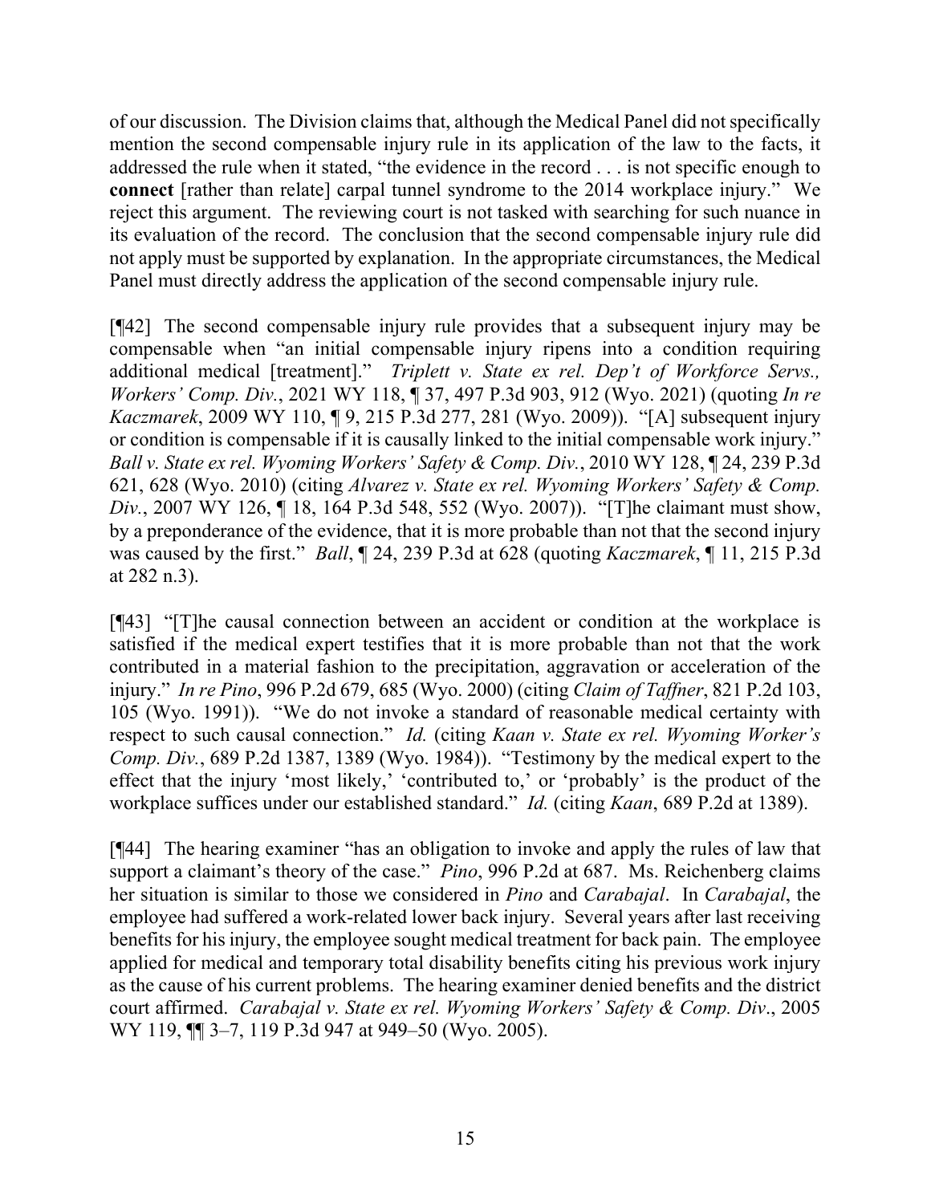of our discussion. The Division claims that, although the Medical Panel did not specifically mention the second compensable injury rule in its application of the law to the facts, it addressed the rule when it stated, "the evidence in the record . . . is not specific enough to **connect** [rather than relate] carpal tunnel syndrome to the 2014 workplace injury." We reject this argument. The reviewing court is not tasked with searching for such nuance in its evaluation of the record. The conclusion that the second compensable injury rule did not apply must be supported by explanation. In the appropriate circumstances, the Medical Panel must directly address the application of the second compensable injury rule.

[¶42] The second compensable injury rule provides that a subsequent injury may be compensable when "an initial compensable injury ripens into a condition requiring additional medical [treatment]." *Triplett v. State ex rel. Dep't of Workforce Servs., Workers' Comp. Div.*, 2021 WY 118, ¶ 37, 497 P.3d 903, 912 (Wyo. 2021) (quoting *In re Kaczmarek*, 2009 WY 110, ¶ 9, 215 P.3d 277, 281 (Wyo. 2009)). "[A] subsequent injury or condition is compensable if it is causally linked to the initial compensable work injury." *Ball v. State ex rel. Wyoming Workers' Safety & Comp. Div.*, 2010 WY 128, ¶ 24, 239 P.3d 621, 628 (Wyo. 2010) (citing *Alvarez v. State ex rel. Wyoming Workers' Safety & Comp. Div.*, 2007 WY 126, ¶ 18, 164 P.3d 548, 552 (Wyo. 2007)). "[T]he claimant must show, by a preponderance of the evidence, that it is more probable than not that the second injury was caused by the first." *Ball*, ¶ 24, 239 P.3d at 628 (quoting *Kaczmarek*, ¶ 11, 215 P.3d at 282 n.3).

[¶43] "[T]he causal connection between an accident or condition at the workplace is satisfied if the medical expert testifies that it is more probable than not that the work contributed in a material fashion to the precipitation, aggravation or acceleration of the injury." *In re Pino*, 996 P.2d 679, 685 (Wyo. 2000) (citing *Claim of Taffner*, 821 P.2d 103, 105 (Wyo. 1991)). "We do not invoke a standard of reasonable medical certainty with respect to such causal connection." *Id.* (citing *Kaan v. State ex rel. Wyoming Worker's Comp. Div.*, 689 P.2d 1387, 1389 (Wyo. 1984)). "Testimony by the medical expert to the effect that the injury 'most likely,' 'contributed to,' or 'probably' is the product of the workplace suffices under our established standard." *Id.* (citing *Kaan*, 689 P.2d at 1389).

[¶44] The hearing examiner "has an obligation to invoke and apply the rules of law that support a claimant's theory of the case." *Pino*, 996 P.2d at 687. Ms. Reichenberg claims her situation is similar to those we considered in *Pino* and *Carabajal*. In *Carabajal*, the employee had suffered a work-related lower back injury. Several years after last receiving benefits for his injury, the employee sought medical treatment for back pain. The employee applied for medical and temporary total disability benefits citing his previous work injury as the cause of his current problems. The hearing examiner denied benefits and the district court affirmed. *Carabajal v. State ex rel. Wyoming Workers' Safety & Comp. Div*., 2005 WY 119, ¶¶ 3–7, 119 P.3d 947 at 949–50 (Wyo. 2005).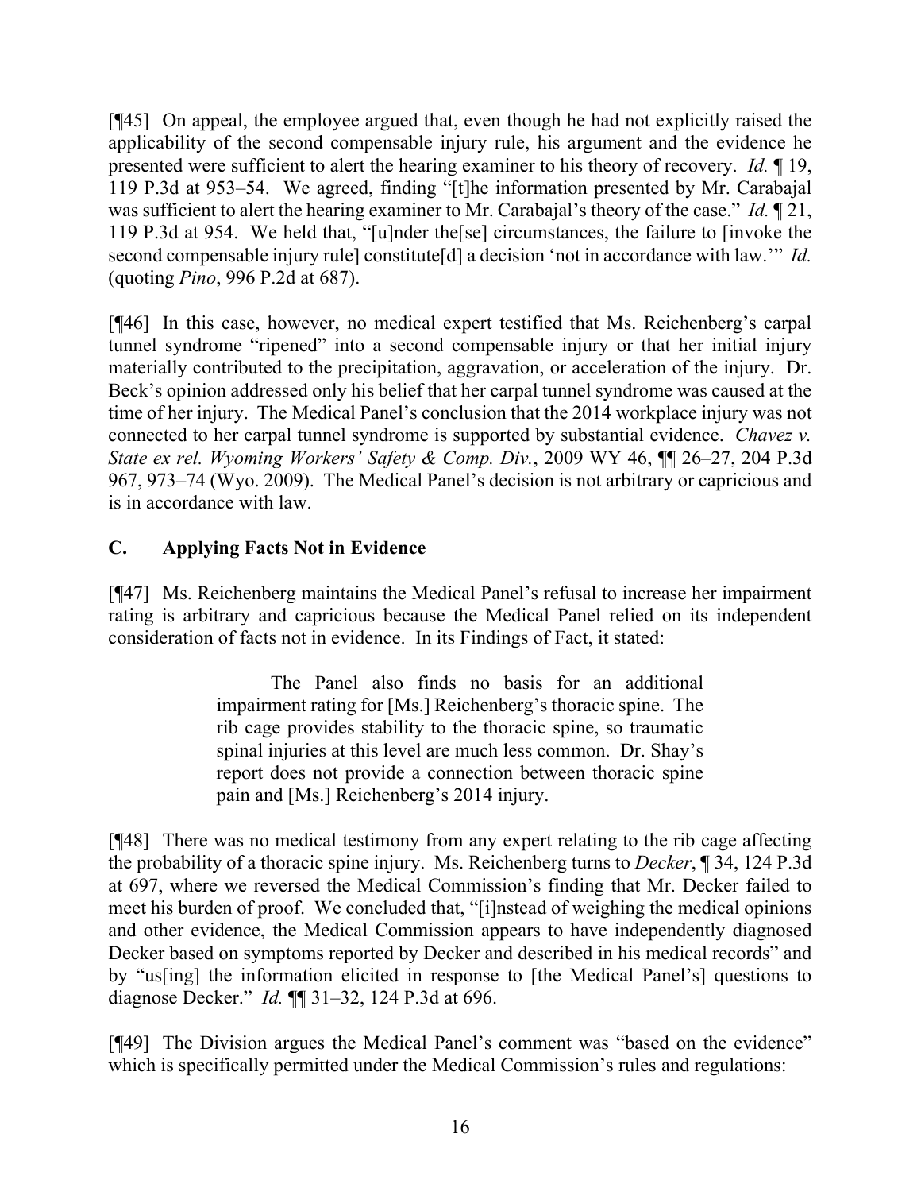[¶45] On appeal, the employee argued that, even though he had not explicitly raised the applicability of the second compensable injury rule, his argument and the evidence he presented were sufficient to alert the hearing examiner to his theory of recovery. *Id.* ¶ 19, 119 P.3d at 953–54. We agreed, finding "[t]he information presented by Mr. Carabajal was sufficient to alert the hearing examiner to Mr. Carabajal's theory of the case." *Id.* ¶ 21, 119 P.3d at 954. We held that, "[u]nder the[se] circumstances, the failure to [invoke the second compensable injury rule] constitute[d] a decision 'not in accordance with law.'" *Id.* (quoting *Pino*, 996 P.2d at 687).

[¶46] In this case, however, no medical expert testified that Ms. Reichenberg's carpal tunnel syndrome "ripened" into a second compensable injury or that her initial injury materially contributed to the precipitation, aggravation, or acceleration of the injury. Dr. Beck's opinion addressed only his belief that her carpal tunnel syndrome was caused at the time of her injury. The Medical Panel's conclusion that the 2014 workplace injury was not connected to her carpal tunnel syndrome is supported by substantial evidence. *Chavez v. State ex rel. Wyoming Workers' Safety & Comp. Div.*, 2009 WY 46, ¶¶ 26–27, 204 P.3d 967, 973–74 (Wyo. 2009). The Medical Panel's decision is not arbitrary or capricious and is in accordance with law.

## C. Applying Facts Not in Evidence

[¶47] Ms. Reichenberg maintains the Medical Panel's refusal to increase her impairment rating is arbitrary and capricious because the Medical Panel relied on its independent consideration of facts not in evidence. In its Findings of Fact, it stated:

> The Panel also finds no basis for an additional impairment rating for [Ms.] Reichenberg's thoracic spine. The rib cage provides stability to the thoracic spine, so traumatic spinal injuries at this level are much less common. Dr. Shay's report does not provide a connection between thoracic spine pain and [Ms.] Reichenberg's 2014 injury.

[¶48] There was no medical testimony from any expert relating to the rib cage affecting the probability of a thoracic spine injury. Ms. Reichenberg turns to *Decker*, ¶ 34, 124 P.3d at 697, where we reversed the Medical Commission's finding that Mr. Decker failed to meet his burden of proof. We concluded that, "[i]nstead of weighing the medical opinions and other evidence, the Medical Commission appears to have independently diagnosed Decker based on symptoms reported by Decker and described in his medical records" and by "us[ing] the information elicited in response to [the Medical Panel's] questions to diagnose Decker." *Id.* ¶¶ 31–32, 124 P.3d at 696.

[¶49] The Division argues the Medical Panel's comment was "based on the evidence" which is specifically permitted under the Medical Commission's rules and regulations: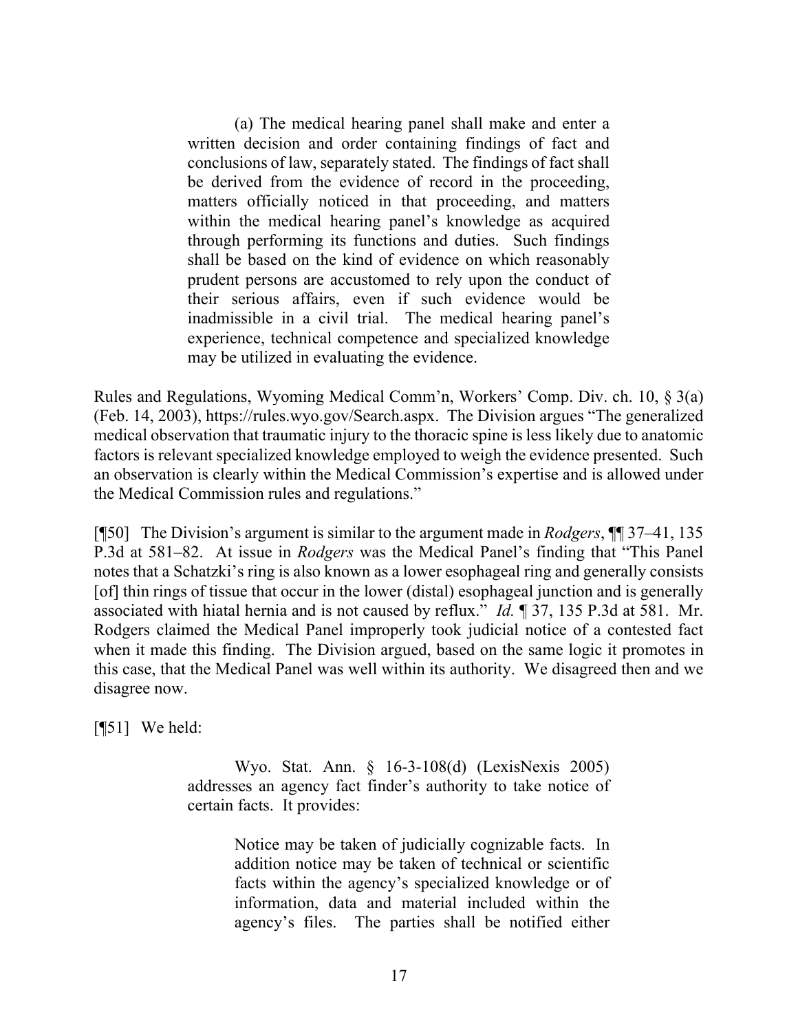> (a) The medical hearing panel shall make and enter a written decision and order containing findings of fact and conclusions of law, separately stated. The findings of fact shall be derived from the evidence of record in the proceeding, matters officially noticed in that proceeding, and matters within the medical hearing panel's knowledge as acquired through performing its functions and duties. Such findings shall be based on the kind of evidence on which reasonably prudent persons are accustomed to rely upon the conduct of their serious affairs, even if such evidence would be inadmissible in a civil trial. The medical hearing panel's experience, technical competence and specialized knowledge may be utilized in evaluating the evidence.

Rules and Regulations, Wyoming Medical Comm'n, Workers' Comp. Div. ch. 10, § 3(a) (Feb. 14, 2003), https://rules.wyo.gov/Search.aspx. The Division argues "The generalized medical observation that traumatic injury to the thoracic spine is less likely due to anatomic factors is relevant specialized knowledge employed to weigh the evidence presented. Such an observation is clearly within the Medical Commission's expertise and is allowed under the Medical Commission rules and regulations."

[¶50] The Division's argument is similar to the argument made in *Rodgers*, ¶¶ 37–41, 135 P.3d at 581–82. At issue in *Rodgers* was the Medical Panel's finding that "This Panel notes that a Schatzki's ring is also known as a lower esophageal ring and generally consists [of] thin rings of tissue that occur in the lower (distal) esophageal junction and is generally associated with hiatal hernia and is not caused by reflux." *Id.* ¶ 37, 135 P.3d at 581. Mr. Rodgers claimed the Medical Panel improperly took judicial notice of a contested fact when it made this finding. The Division argued, based on the same logic it promotes in this case, that the Medical Panel was well within its authority. We disagreed then and we disagree now.

[¶51] We held:

> Wyo. Stat. Ann. § 16-3-108(d) (LexisNexis 2005) addresses an agency fact finder's authority to take notice of certain facts. It provides:
>
> > Notice may be taken of judicially cognizable facts. In addition notice may be taken of technical or scientific facts within the agency's specialized knowledge or of information, data and material included within the agency's files. The parties shall be notified either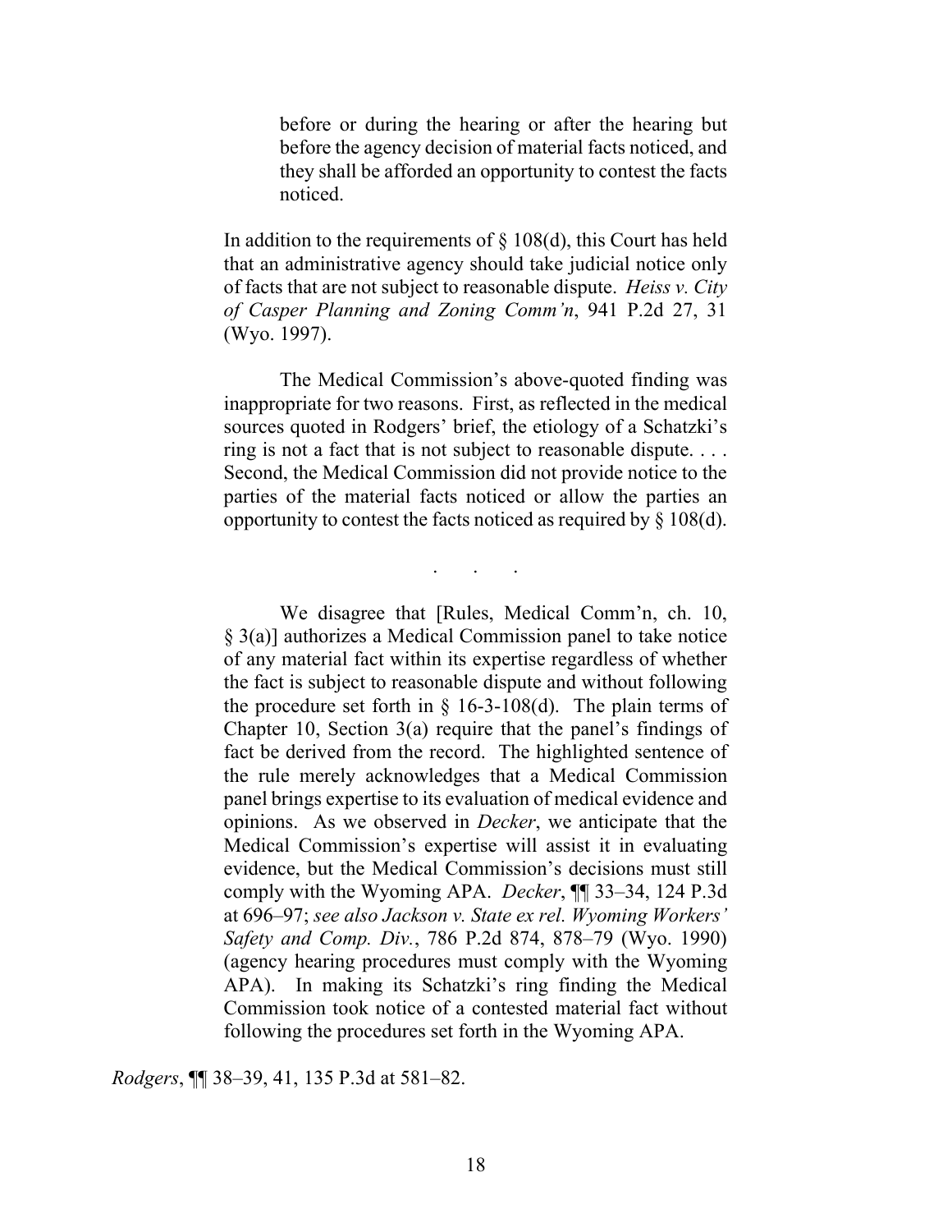> before or during the hearing or after the hearing but before the agency decision of material facts noticed, and they shall be afforded an opportunity to contest the facts noticed.
>
> In addition to the requirements of § 108(d), this Court has held that an administrative agency should take judicial notice only of facts that are not subject to reasonable dispute. *Heiss v. City of Casper Planning and Zoning Comm'n*, 941 P.2d 27, 31 (Wyo. 1997).
>
> The Medical Commission's above-quoted finding was inappropriate for two reasons. First, as reflected in the medical sources quoted in Rodgers' brief, the etiology of a Schatzki's ring is not a fact that is not subject to reasonable dispute. . . . Second, the Medical Commission did not provide notice to the parties of the material facts noticed or allow the parties an opportunity to contest the facts noticed as required by § 108(d).
>
> . . .
>
> We disagree that [Rules, Medical Comm'n, ch. 10, § 3(a)] authorizes a Medical Commission panel to take notice of any material fact within its expertise regardless of whether the fact is subject to reasonable dispute and without following the procedure set forth in § 16-3-108(d). The plain terms of Chapter 10, Section 3(a) require that the panel's findings of fact be derived from the record. The highlighted sentence of the rule merely acknowledges that a Medical Commission panel brings expertise to its evaluation of medical evidence and opinions. As we observed in *Decker*, we anticipate that the Medical Commission's expertise will assist it in evaluating evidence, but the Medical Commission's decisions must still comply with the Wyoming APA. *Decker*, ¶¶ 33–34, 124 P.3d at 696–97; *see also Jackson v. State ex rel. Wyoming Workers' Safety and Comp. Div.*, 786 P.2d 874, 878–79 (Wyo. 1990) (agency hearing procedures must comply with the Wyoming APA). In making its Schatzki's ring finding the Medical Commission took notice of a contested material fact without following the procedures set forth in the Wyoming APA.

*Rodgers*, ¶¶ 38–39, 41, 135 P.3d at 581–82.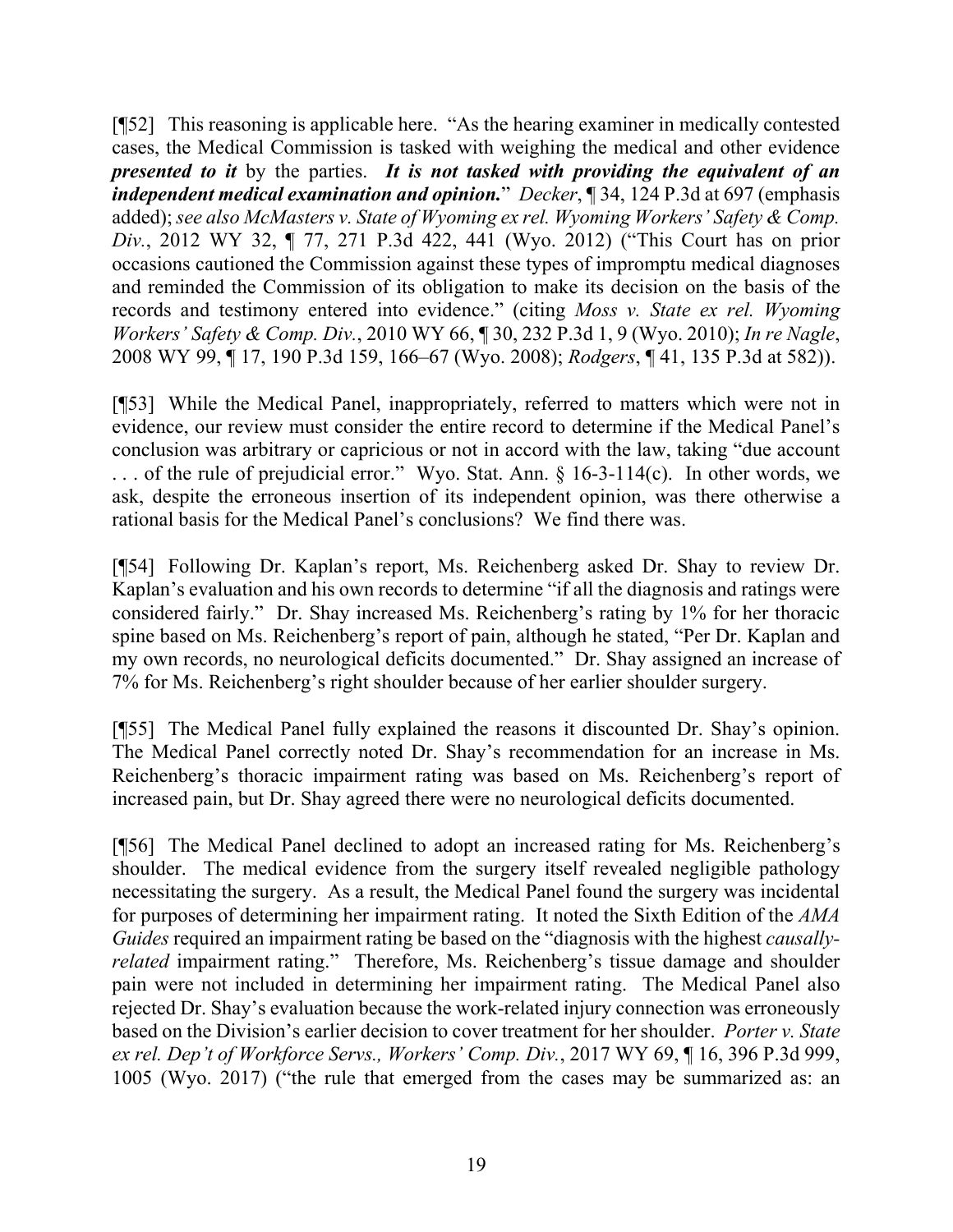[¶52] This reasoning is applicable here. "As the hearing examiner in medically contested cases, the Medical Commission is tasked with weighing the medical and other evidence ***presented to it*** by the parties. ***It is not tasked with providing the equivalent of an independent medical examination and opinion.***" *Decker*, ¶ 34, 124 P.3d at 697 (emphasis added); *see also McMasters v. State of Wyoming ex rel. Wyoming Workers' Safety & Comp. Div.*, 2012 WY 32, ¶ 77, 271 P.3d 422, 441 (Wyo. 2012) ("This Court has on prior occasions cautioned the Commission against these types of impromptu medical diagnoses and reminded the Commission of its obligation to make its decision on the basis of the records and testimony entered into evidence." (citing *Moss v. State ex rel. Wyoming Workers' Safety & Comp. Div.*, 2010 WY 66, ¶ 30, 232 P.3d 1, 9 (Wyo. 2010); *In re Nagle*, 2008 WY 99, ¶ 17, 190 P.3d 159, 166–67 (Wyo. 2008); *Rodgers*, ¶ 41, 135 P.3d at 582)).

[¶53] While the Medical Panel, inappropriately, referred to matters which were not in evidence, our review must consider the entire record to determine if the Medical Panel's conclusion was arbitrary or capricious or not in accord with the law, taking "due account . . . of the rule of prejudicial error." Wyo. Stat. Ann. § 16-3-114(c). In other words, we ask, despite the erroneous insertion of its independent opinion, was there otherwise a rational basis for the Medical Panel's conclusions? We find there was.

[¶54] Following Dr. Kaplan's report, Ms. Reichenberg asked Dr. Shay to review Dr. Kaplan's evaluation and his own records to determine "if all the diagnosis and ratings were considered fairly." Dr. Shay increased Ms. Reichenberg's rating by 1% for her thoracic spine based on Ms. Reichenberg's report of pain, although he stated, "Per Dr. Kaplan and my own records, no neurological deficits documented." Dr. Shay assigned an increase of 7% for Ms. Reichenberg's right shoulder because of her earlier shoulder surgery.

[¶55] The Medical Panel fully explained the reasons it discounted Dr. Shay's opinion. The Medical Panel correctly noted Dr. Shay's recommendation for an increase in Ms. Reichenberg's thoracic impairment rating was based on Ms. Reichenberg's report of increased pain, but Dr. Shay agreed there were no neurological deficits documented.

[¶56] The Medical Panel declined to adopt an increased rating for Ms. Reichenberg's shoulder. The medical evidence from the surgery itself revealed negligible pathology necessitating the surgery. As a result, the Medical Panel found the surgery was incidental for purposes of determining her impairment rating. It noted the Sixth Edition of the *AMA Guides* required an impairment rating be based on the "diagnosis with the highest *causally-related* impairment rating." Therefore, Ms. Reichenberg's tissue damage and shoulder pain were not included in determining her impairment rating. The Medical Panel also rejected Dr. Shay's evaluation because the work-related injury connection was erroneously based on the Division's earlier decision to cover treatment for her shoulder. *Porter v. State ex rel. Dep't of Workforce Servs., Workers' Comp. Div.*, 2017 WY 69, ¶ 16, 396 P.3d 999, 1005 (Wyo. 2017) ("the rule that emerged from the cases may be summarized as: an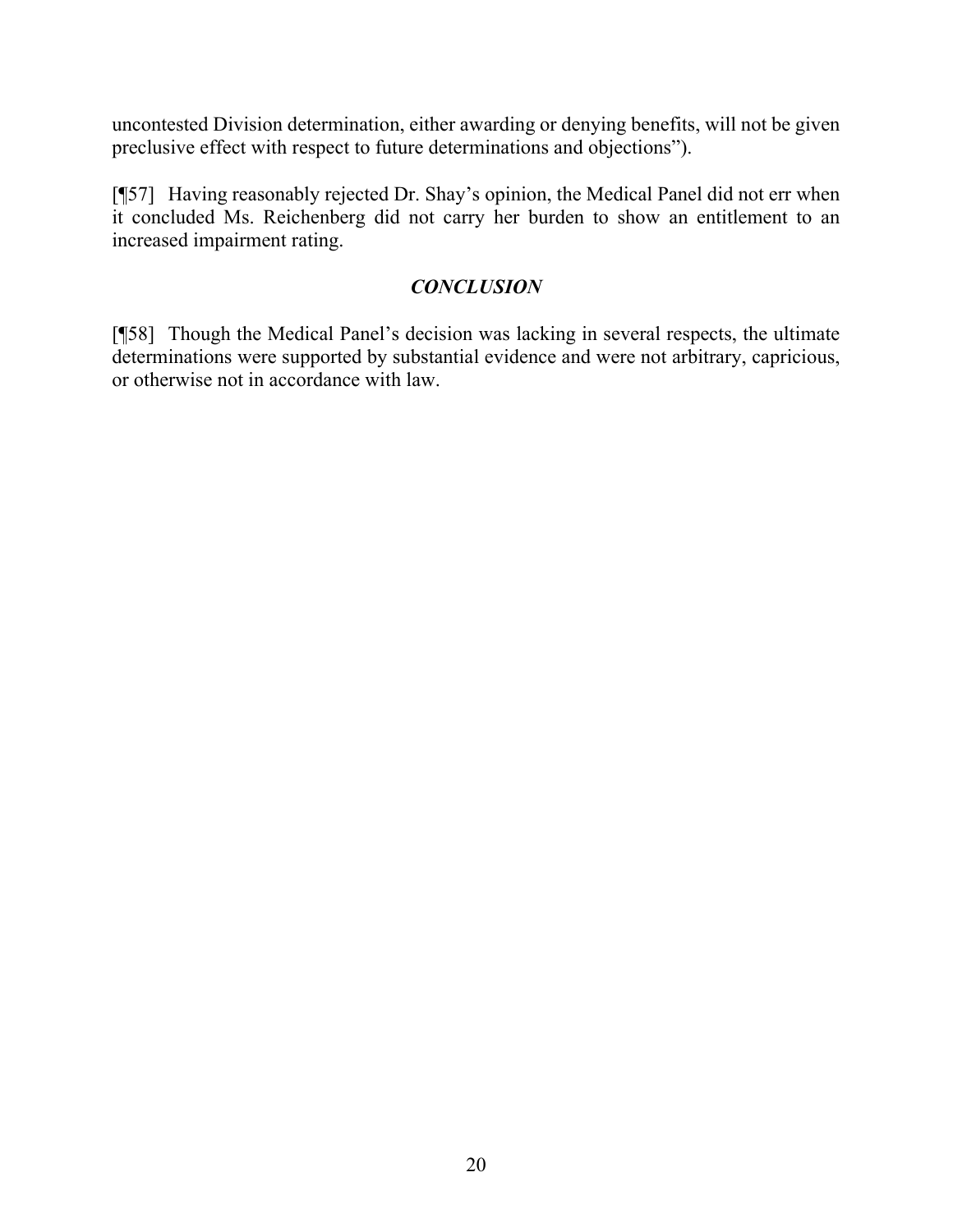uncontested Division determination, either awarding or denying benefits, will not be given preclusive effect with respect to future determinations and objections").

[¶57] Having reasonably rejected Dr. Shay's opinion, the Medical Panel did not err when it concluded Ms. Reichenberg did not carry her burden to show an entitlement to an increased impairment rating.

## *CONCLUSION*

[¶58] Though the Medical Panel's decision was lacking in several respects, the ultimate determinations were supported by substantial evidence and were not arbitrary, capricious, or otherwise not in accordance with law.